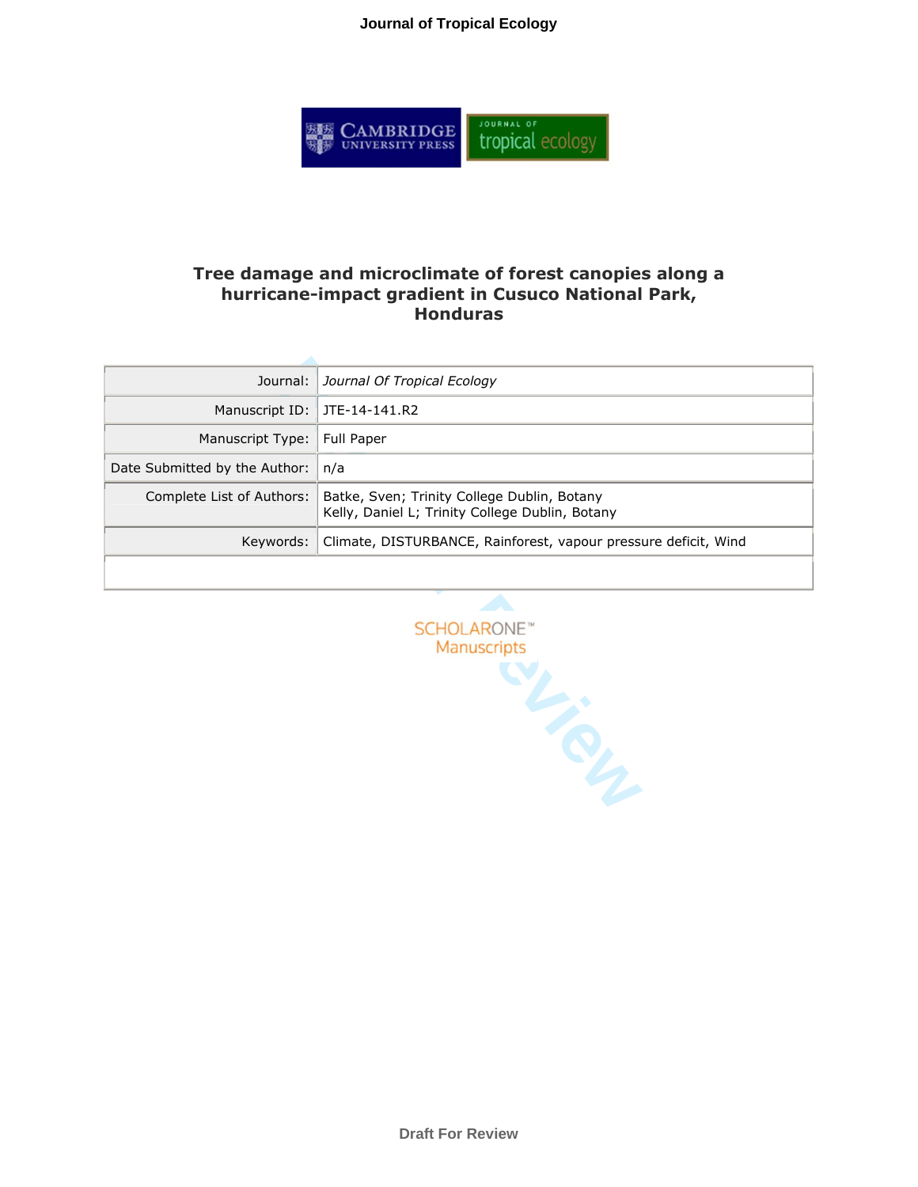# Tree damage and microclimate of forest canopies along a hurricane-impact gradient in Cusuco National Park, Honduras

| | |
|---|---|
| Journal: | *Journal Of Tropical Ecology* |
| Manuscript ID: | JTE-14-141.R2 |
| Manuscript Type: | Full Paper |
| Date Submitted by the Author: | n/a |
| Complete List of Authors: | Batke, Sven; Trinity College Dublin, Botany<br>Kelly, Daniel L; Trinity College Dublin, Botany |
| Keywords: | Climate, DISTURBANCE, Rainforest, vapour pressure deficit, Wind |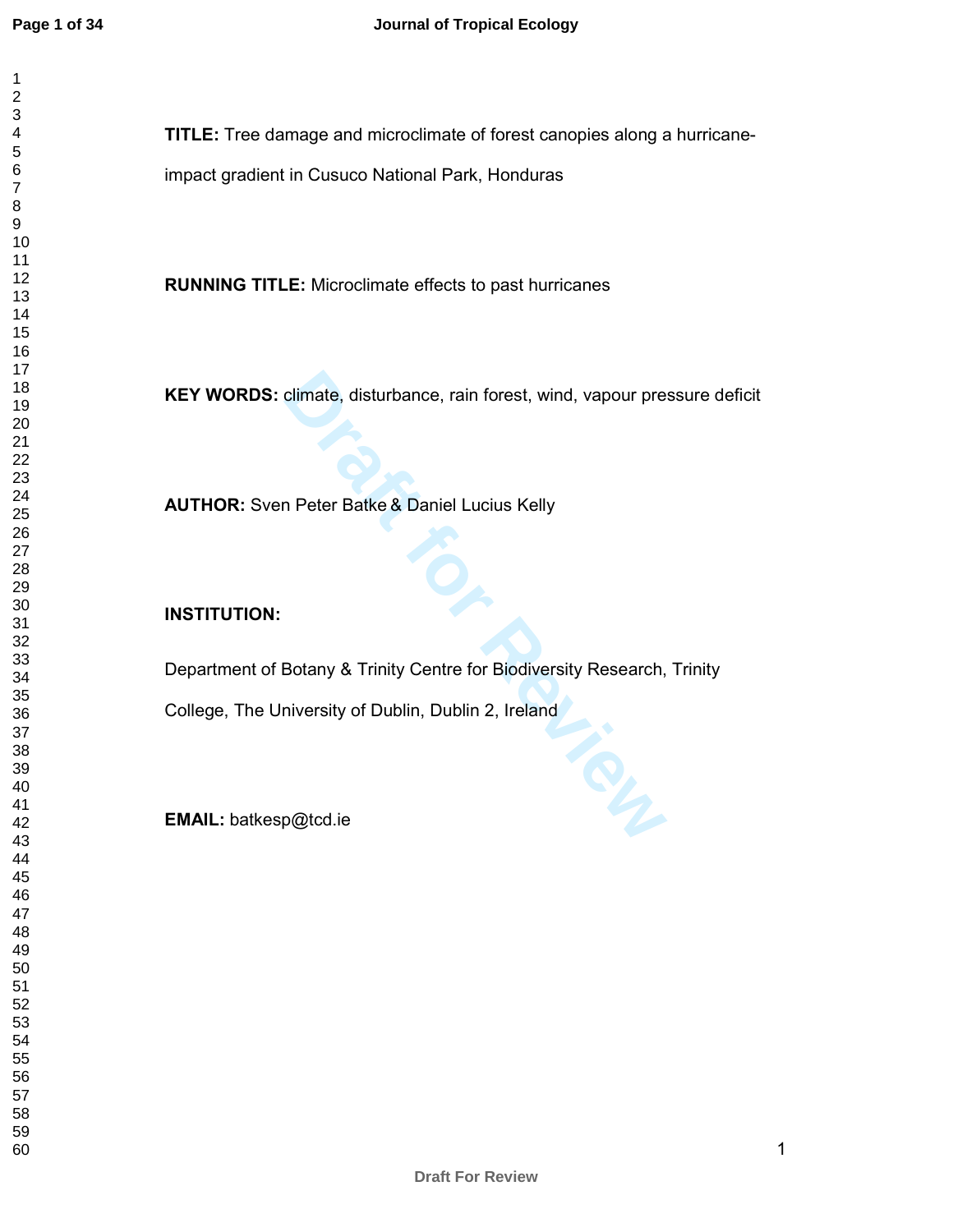**TITLE:** Tree damage and microclimate of forest canopies along a hurricane-impact gradient in Cusuco National Park, Honduras

**RUNNING TITLE:** Microclimate effects to past hurricanes

**KEY WORDS:** climate, disturbance, rain forest, wind, vapour pressure deficit

**AUTHOR:** Sven Peter Batke & Daniel Lucius Kelly

**INSTITUTION:**

Department of Botany & Trinity Centre for Biodiversity Research, Trinity College, The University of Dublin, Dublin 2, Ireland

**EMAIL:** batkesp@tcd.ie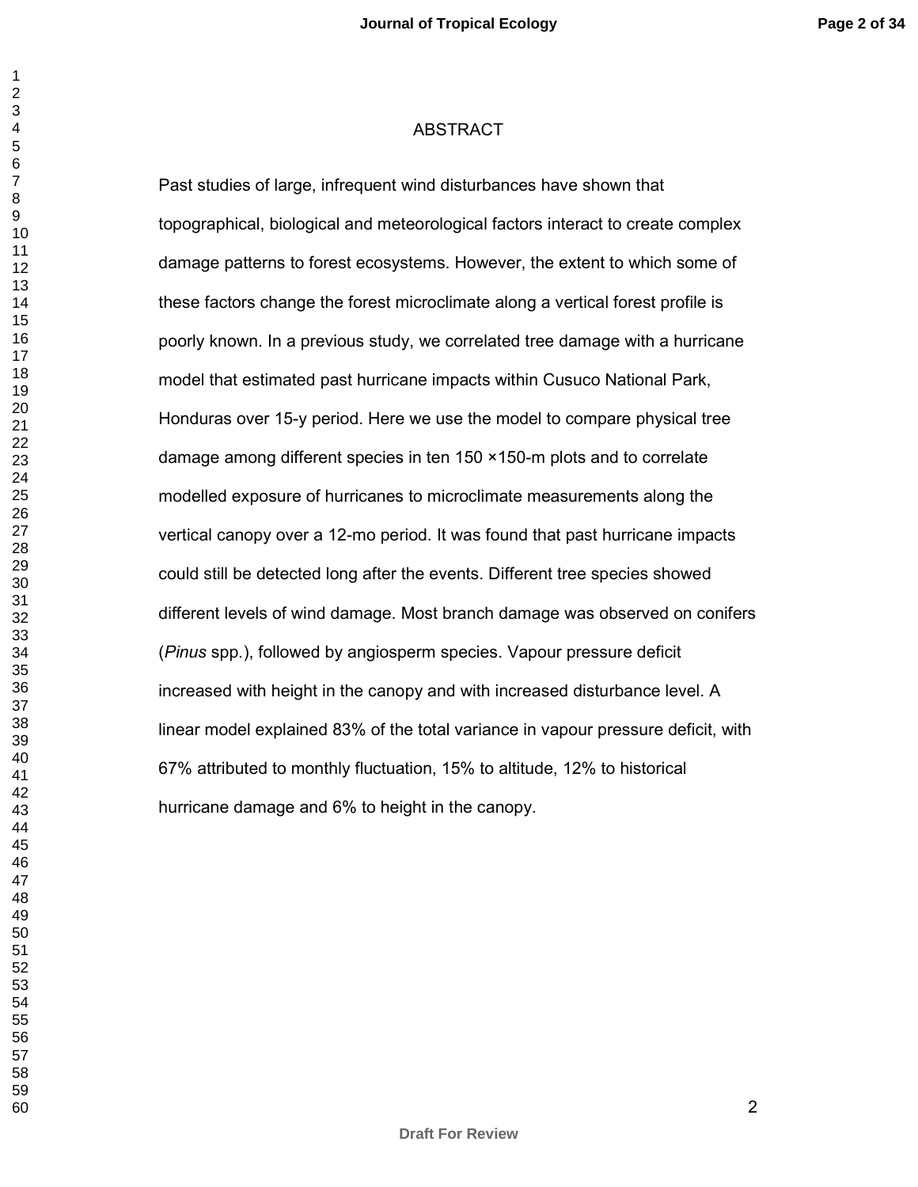# ABSTRACT

Past studies of large, infrequent wind disturbances have shown that topographical, biological and meteorological factors interact to create complex damage patterns to forest ecosystems. However, the extent to which some of these factors change the forest microclimate along a vertical forest profile is poorly known. In a previous study, we correlated tree damage with a hurricane model that estimated past hurricane impacts within Cusuco National Park, Honduras over 15-y period. Here we use the model to compare physical tree damage among different species in ten 150 ×150-m plots and to correlate modelled exposure of hurricanes to microclimate measurements along the vertical canopy over a 12-mo period. It was found that past hurricane impacts could still be detected long after the events. Different tree species showed different levels of wind damage. Most branch damage was observed on conifers (*Pinus* spp.), followed by angiosperm species. Vapour pressure deficit increased with height in the canopy and with increased disturbance level. A linear model explained 83% of the total variance in vapour pressure deficit, with 67% attributed to monthly fluctuation, 15% to altitude, 12% to historical hurricane damage and 6% to height in the canopy.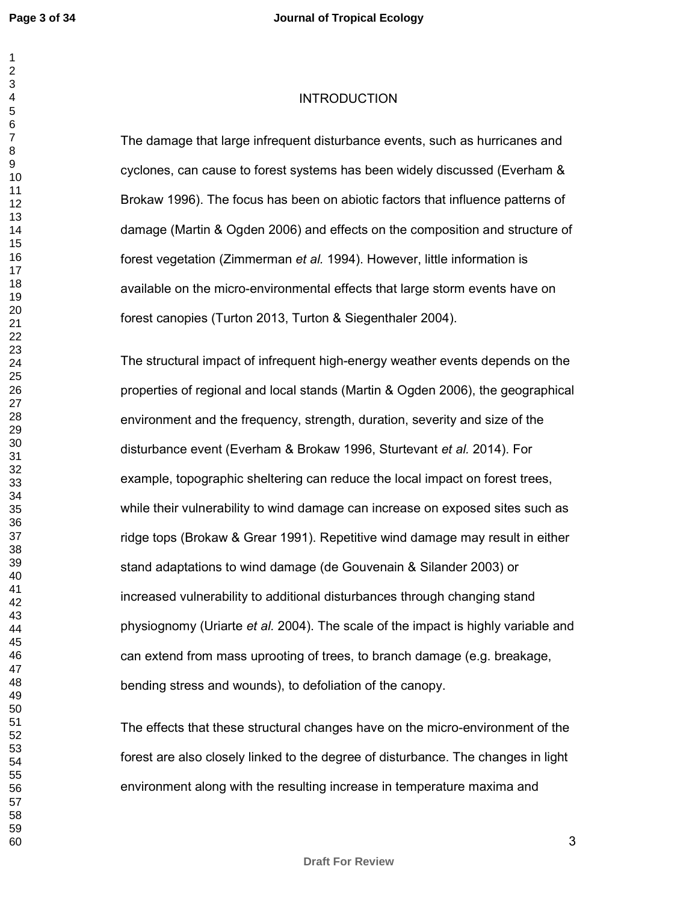# INTRODUCTION

The damage that large infrequent disturbance events, such as hurricanes and cyclones, can cause to forest systems has been widely discussed (Everham & Brokaw 1996). The focus has been on abiotic factors that influence patterns of damage (Martin & Ogden 2006) and effects on the composition and structure of forest vegetation (Zimmerman *et al.* 1994). However, little information is available on the micro-environmental effects that large storm events have on forest canopies (Turton 2013, Turton & Siegenthaler 2004).

The structural impact of infrequent high-energy weather events depends on the properties of regional and local stands (Martin & Ogden 2006), the geographical environment and the frequency, strength, duration, severity and size of the disturbance event (Everham & Brokaw 1996, Sturtevant *et al.* 2014). For example, topographic sheltering can reduce the local impact on forest trees, while their vulnerability to wind damage can increase on exposed sites such as ridge tops (Brokaw & Grear 1991). Repetitive wind damage may result in either stand adaptations to wind damage (de Gouvenain & Silander 2003) or increased vulnerability to additional disturbances through changing stand physiognomy (Uriarte *et al.* 2004). The scale of the impact is highly variable and can extend from mass uprooting of trees, to branch damage (e.g. breakage, bending stress and wounds), to defoliation of the canopy.

The effects that these structural changes have on the micro-environment of the forest are also closely linked to the degree of disturbance. The changes in light environment along with the resulting increase in temperature maxima and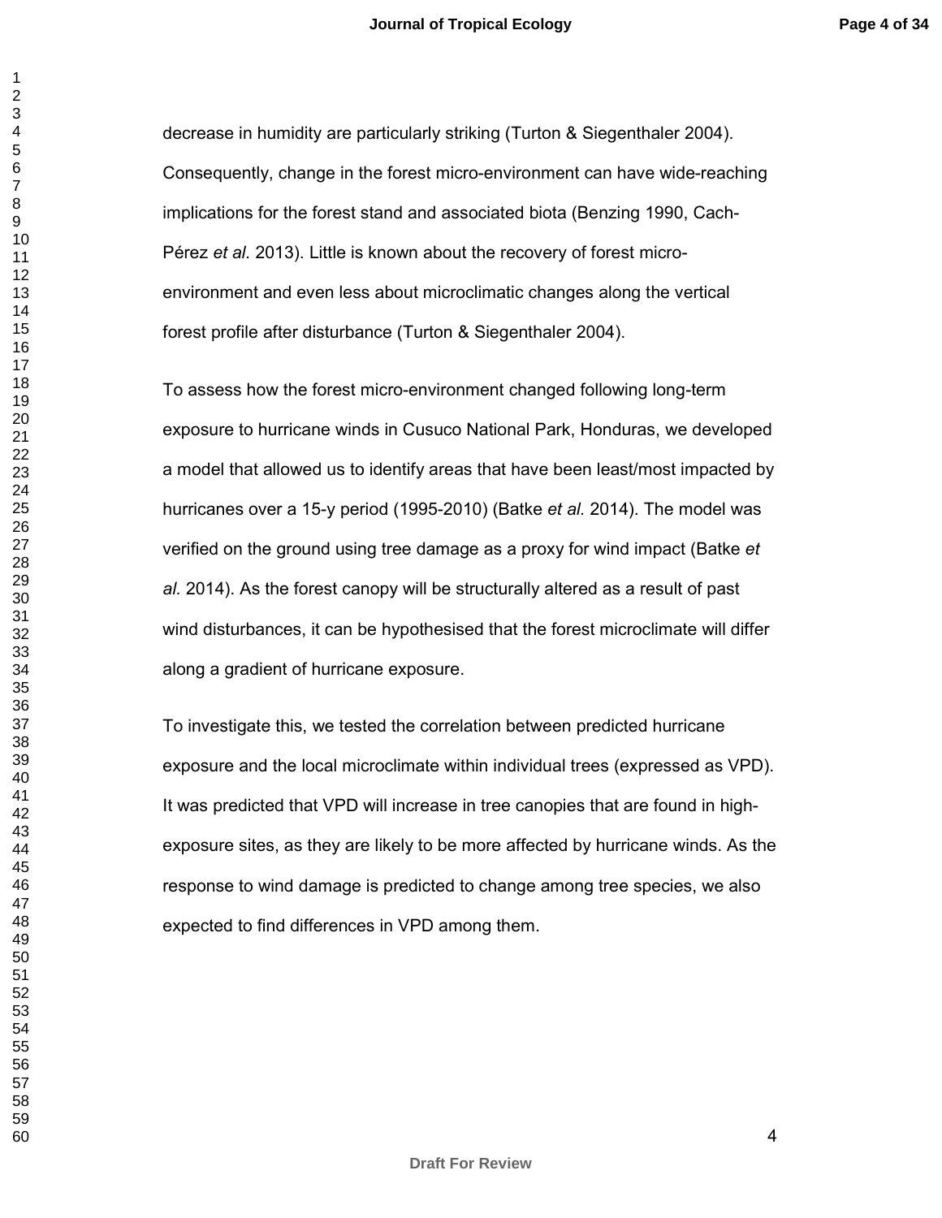decrease in humidity are particularly striking (Turton & Siegenthaler 2004). Consequently, change in the forest micro-environment can have wide-reaching implications for the forest stand and associated biota (Benzing 1990, Cach-Pérez *et al.* 2013). Little is known about the recovery of forest micro-environment and even less about microclimatic changes along the vertical forest profile after disturbance (Turton & Siegenthaler 2004).

To assess how the forest micro-environment changed following long-term exposure to hurricane winds in Cusuco National Park, Honduras, we developed a model that allowed us to identify areas that have been least/most impacted by hurricanes over a 15-y period (1995-2010) (Batke *et al.* 2014). The model was verified on the ground using tree damage as a proxy for wind impact (Batke *et al.* 2014). As the forest canopy will be structurally altered as a result of past wind disturbances, it can be hypothesised that the forest microclimate will differ along a gradient of hurricane exposure.

To investigate this, we tested the correlation between predicted hurricane exposure and the local microclimate within individual trees (expressed as VPD). It was predicted that VPD will increase in tree canopies that are found in high-exposure sites, as they are likely to be more affected by hurricane winds. As the response to wind damage is predicted to change among tree species, we also expected to find differences in VPD among them.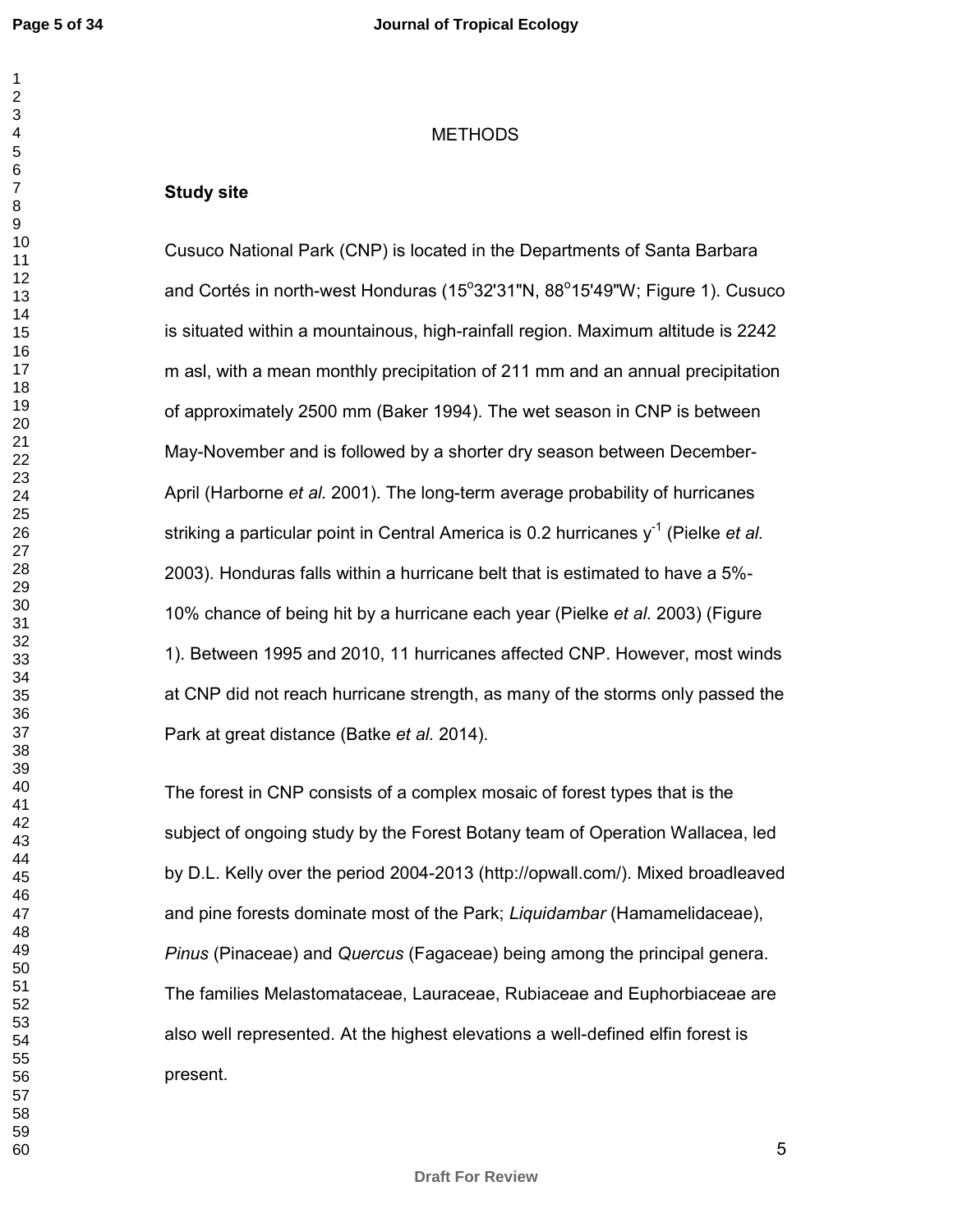# METHODS

## Study site

Cusuco National Park (CNP) is located in the Departments of Santa Barbara and Cortés in north-west Honduras (15°32'31"N, 88°15'49"W; Figure 1). Cusuco is situated within a mountainous, high-rainfall region. Maximum altitude is 2242 m asl, with a mean monthly precipitation of 211 mm and an annual precipitation of approximately 2500 mm (Baker 1994). The wet season in CNP is between May-November and is followed by a shorter dry season between December-April (Harborne *et al.* 2001). The long-term average probability of hurricanes striking a particular point in Central America is 0.2 hurricanes $y^{-1}$ (Pielke *et al.* 2003). Honduras falls within a hurricane belt that is estimated to have a 5%-10% chance of being hit by a hurricane each year (Pielke *et al.* 2003) (Figure 1). Between 1995 and 2010, 11 hurricanes affected CNP. However, most winds at CNP did not reach hurricane strength, as many of the storms only passed the Park at great distance (Batke *et al.* 2014).

The forest in CNP consists of a complex mosaic of forest types that is the subject of ongoing study by the Forest Botany team of Operation Wallacea, led by D.L. Kelly over the period 2004-2013 (http://opwall.com/). Mixed broadleaved and pine forests dominate most of the Park; *Liquidambar* (Hamamelidaceae), *Pinus* (Pinaceae) and *Quercus* (Fagaceae) being among the principal genera. The families Melastomataceae, Lauraceae, Rubiaceae and Euphorbiaceae are also well represented. At the highest elevations a well-defined elfin forest is present.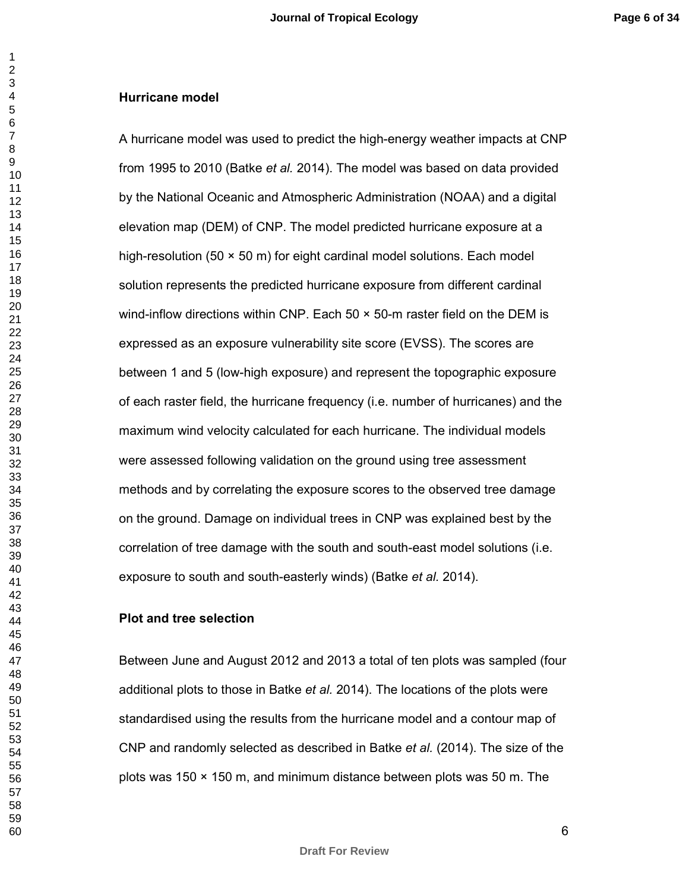### Hurricane model

A hurricane model was used to predict the high-energy weather impacts at CNP from 1995 to 2010 (Batke *et al.* 2014). The model was based on data provided by the National Oceanic and Atmospheric Administration (NOAA) and a digital elevation map (DEM) of CNP. The model predicted hurricane exposure at a high-resolution (50 × 50 m) for eight cardinal model solutions. Each model solution represents the predicted hurricane exposure from different cardinal wind-inflow directions within CNP. Each 50 × 50-m raster field on the DEM is expressed as an exposure vulnerability site score (EVSS). The scores are between 1 and 5 (low-high exposure) and represent the topographic exposure of each raster field, the hurricane frequency (i.e. number of hurricanes) and the maximum wind velocity calculated for each hurricane. The individual models were assessed following validation on the ground using tree assessment methods and by correlating the exposure scores to the observed tree damage on the ground. Damage on individual trees in CNP was explained best by the correlation of tree damage with the south and south-east model solutions (i.e. exposure to south and south-easterly winds) (Batke *et al.* 2014).

### Plot and tree selection

Between June and August 2012 and 2013 a total of ten plots was sampled (four additional plots to those in Batke *et al.* 2014). The locations of the plots were standardised using the results from the hurricane model and a contour map of CNP and randomly selected as described in Batke *et al.* (2014). The size of the plots was 150 × 150 m, and minimum distance between plots was 50 m. The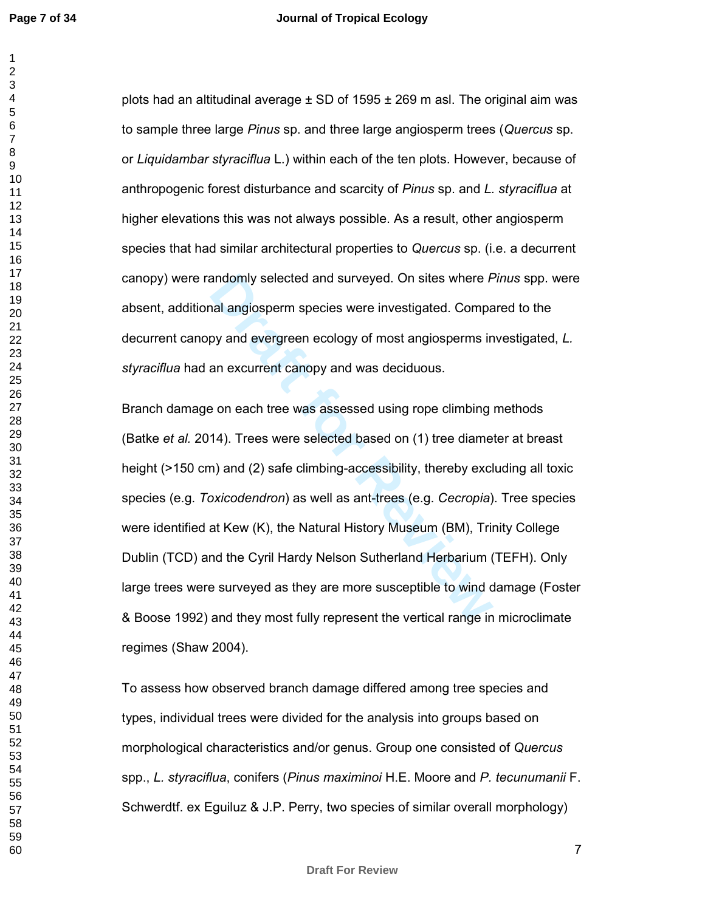plots had an altitudinal average ± SD of 1595 ± 269 m asl. The original aim was to sample three large *Pinus* sp. and three large angiosperm trees (*Quercus* sp. or *Liquidambar styraciflua* L.) within each of the ten plots. However, because of anthropogenic forest disturbance and scarcity of *Pinus* sp. and *L. styraciflua* at higher elevations this was not always possible. As a result, other angiosperm species that had similar architectural properties to *Quercus* sp. (i.e. a decurrent canopy) were randomly selected and surveyed. On sites where *Pinus* spp. were absent, additional angiosperm species were investigated. Compared to the decurrent canopy and evergreen ecology of most angiosperms investigated, *L. styraciflua* had an excurrent canopy and was deciduous.

Branch damage on each tree was assessed using rope climbing methods (Batke *et al.* 2014). Trees were selected based on (1) tree diameter at breast height (>150 cm) and (2) safe climbing-accessibility, thereby excluding all toxic species (e.g. *Toxicodendron*) as well as ant-trees (e.g. *Cecropia*). Tree species were identified at Kew (K), the Natural History Museum (BM), Trinity College Dublin (TCD) and the Cyril Hardy Nelson Sutherland Herbarium (TEFH). Only large trees were surveyed as they are more susceptible to wind damage (Foster & Boose 1992) and they most fully represent the vertical range in microclimate regimes (Shaw 2004).

To assess how observed branch damage differed among tree species and types, individual trees were divided for the analysis into groups based on morphological characteristics and/or genus. Group one consisted of *Quercus* spp., *L. styraciflua*, conifers (*Pinus maximinoi* H.E. Moore and *P. tecunumanii* F. Schwerdtf. ex Eguiluz & J.P. Perry, two species of similar overall morphology)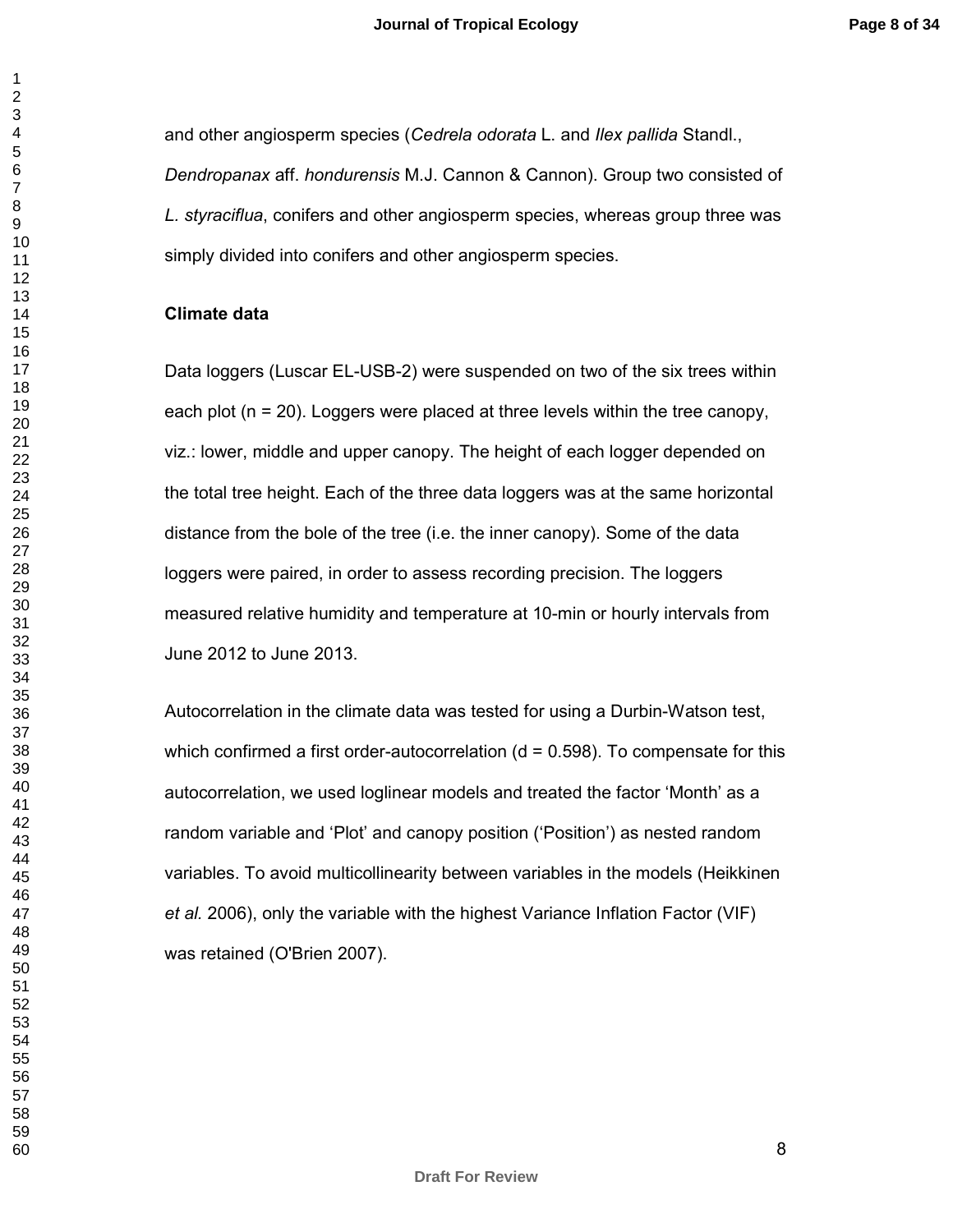and other angiosperm species (*Cedrela odorata* L. and *Ilex pallida* Standl., *Dendropanax* aff. *hondurensis* M.J. Cannon & Cannon). Group two consisted of *L. styraciflua*, conifers and other angiosperm species, whereas group three was simply divided into conifers and other angiosperm species.

**Climate data**

Data loggers (Luscar EL-USB-2) were suspended on two of the six trees within each plot (n = 20). Loggers were placed at three levels within the tree canopy, viz.: lower, middle and upper canopy. The height of each logger depended on the total tree height. Each of the three data loggers was at the same horizontal distance from the bole of the tree (i.e. the inner canopy). Some of the data loggers were paired, in order to assess recording precision. The loggers measured relative humidity and temperature at 10-min or hourly intervals from June 2012 to June 2013.

Autocorrelation in the climate data was tested for using a Durbin-Watson test, which confirmed a first order-autocorrelation (d = 0.598). To compensate for this autocorrelation, we used loglinear models and treated the factor 'Month' as a random variable and 'Plot' and canopy position ('Position') as nested random variables. To avoid multicollinearity between variables in the models (Heikkinen *et al.* 2006), only the variable with the highest Variance Inflation Factor (VIF) was retained (O'Brien 2007).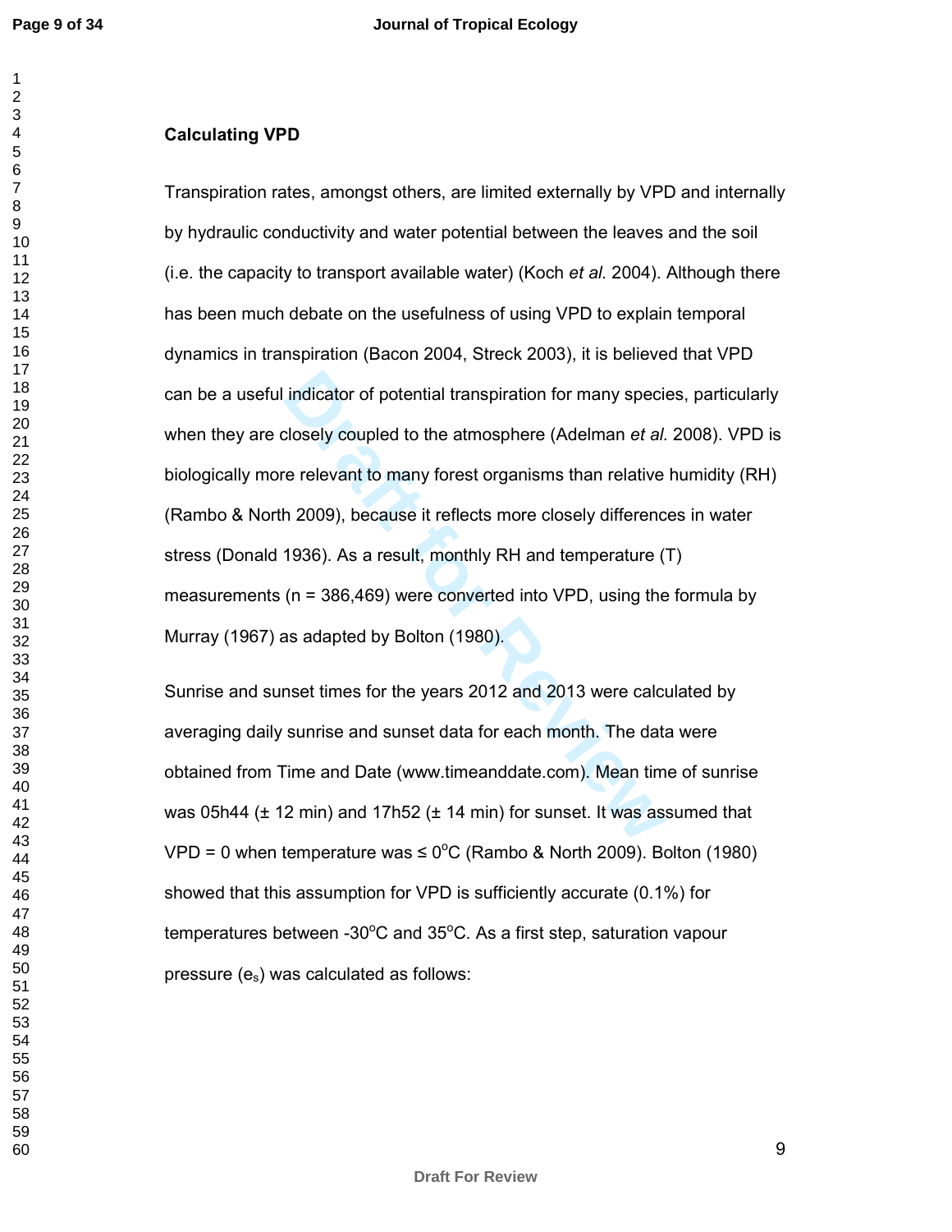## Calculating VPD

Transpiration rates, amongst others, are limited externally by VPD and internally by hydraulic conductivity and water potential between the leaves and the soil (i.e. the capacity to transport available water) (Koch *et al.* 2004). Although there has been much debate on the usefulness of using VPD to explain temporal dynamics in transpiration (Bacon 2004, Streck 2003), it is believed that VPD can be a useful indicator of potential transpiration for many species, particularly when they are closely coupled to the atmosphere (Adelman *et al.* 2008). VPD is biologically more relevant to many forest organisms than relative humidity (RH) (Rambo & North 2009), because it reflects more closely differences in water stress (Donald 1936). As a result, monthly RH and temperature (T) measurements (n = 386,469) were converted into VPD, using the formula by Murray (1967) as adapted by Bolton (1980).

Sunrise and sunset times for the years 2012 and 2013 were calculated by averaging daily sunrise and sunset data for each month. The data were obtained from Time and Date (www.timeanddate.com). Mean time of sunrise was 05h44 (± 12 min) and 17h52 (± 14 min) for sunset. It was assumed that VPD = 0 when temperature was $\leq 0^{o}$C (Rambo & North 2009). Bolton (1980) showed that this assumption for VPD is sufficiently accurate (0.1%) for temperatures between $-30^{o}$C and $35^{o}$C. As a first step, saturation vapour pressure ($e_s$) was calculated as follows: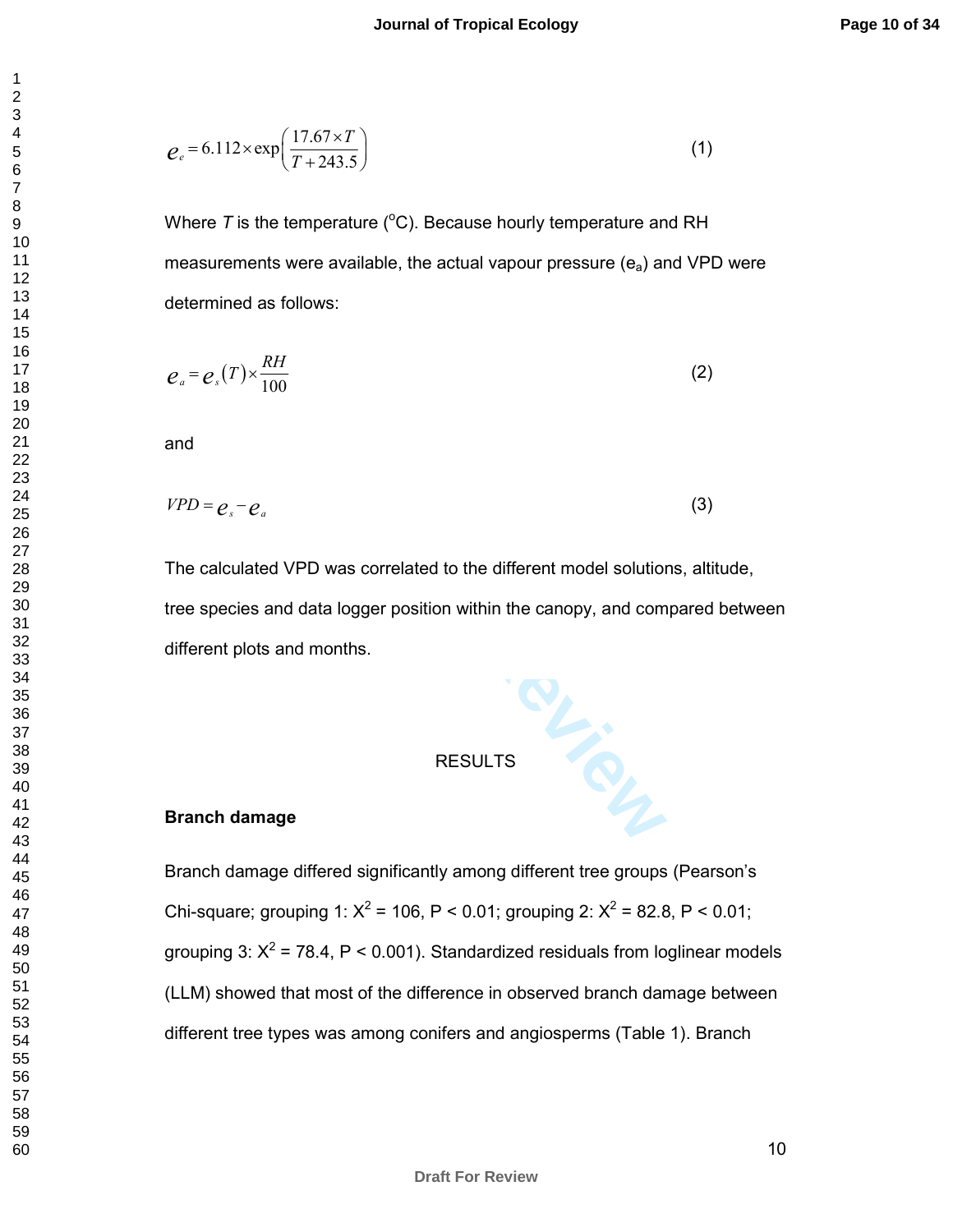$$e_e = 6.112 \times \exp\left(\frac{17.67 \times T}{T + 243.5}\right) \quad (1)$$

Where $T$ is the temperature (°C). Because hourly temperature and RH measurements were available, the actual vapour pressure ($e_a$) and VPD were determined as follows:

$$e_a = e_s(T) \times \frac{RH}{100} \quad (2)$$

and

$$VPD = e_s - e_a \quad (3)$$

The calculated VPD was correlated to the different model solutions, altitude, tree species and data logger position within the canopy, and compared between different plots and months.

# RESULTS

### Branch damage

Branch damage differed significantly among different tree groups (Pearson's Chi-square; grouping 1: $X^2 = 106$, $P < 0.01$; grouping 2: $X^2 = 82.8$, $P < 0.01$; grouping 3: $X^2 = 78.4$, $P < 0.001$). Standardized residuals from loglinear models (LLM) showed that most of the difference in observed branch damage between different tree types was among conifers and angiosperms (Table 1). Branch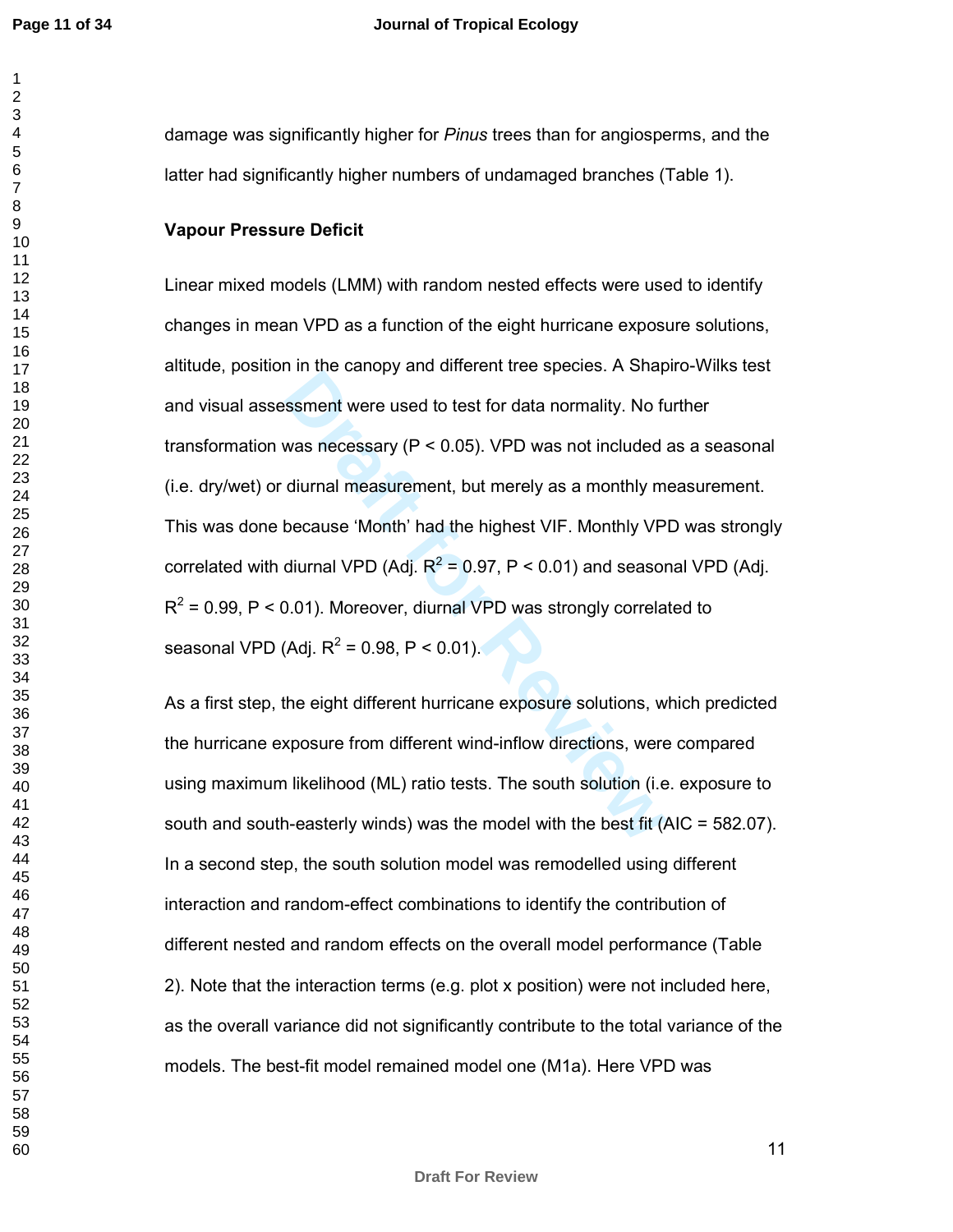damage was significantly higher for *Pinus* trees than for angiosperms, and the latter had significantly higher numbers of undamaged branches (Table 1).

**Vapour Pressure Deficit**

Linear mixed models (LMM) with random nested effects were used to identify changes in mean VPD as a function of the eight hurricane exposure solutions, altitude, position in the canopy and different tree species. A Shapiro-Wilks test and visual assessment were used to test for data normality. No further transformation was necessary ($P < 0.05$). VPD was not included as a seasonal (i.e. dry/wet) or diurnal measurement, but merely as a monthly measurement. This was done because 'Month' had the highest VIF. Monthly VPD was strongly correlated with diurnal VPD (Adj. $R^2 = 0.97$, $P < 0.01$) and seasonal VPD (Adj. $R^2 = 0.99$, $P < 0.01$). Moreover, diurnal VPD was strongly correlated to seasonal VPD (Adj. $R^2 = 0.98$, $P < 0.01$).

As a first step, the eight different hurricane exposure solutions, which predicted the hurricane exposure from different wind-inflow directions, were compared using maximum likelihood (ML) ratio tests. The south solution (i.e. exposure to south and south-easterly winds) was the model with the best fit (AIC = 582.07). In a second step, the south solution model was remodelled using different interaction and random-effect combinations to identify the contribution of different nested and random effects on the overall model performance (Table 2). Note that the interaction terms (e.g. plot x position) were not included here, as the overall variance did not significantly contribute to the total variance of the models. The best-fit model remained model one (M1a). Here VPD was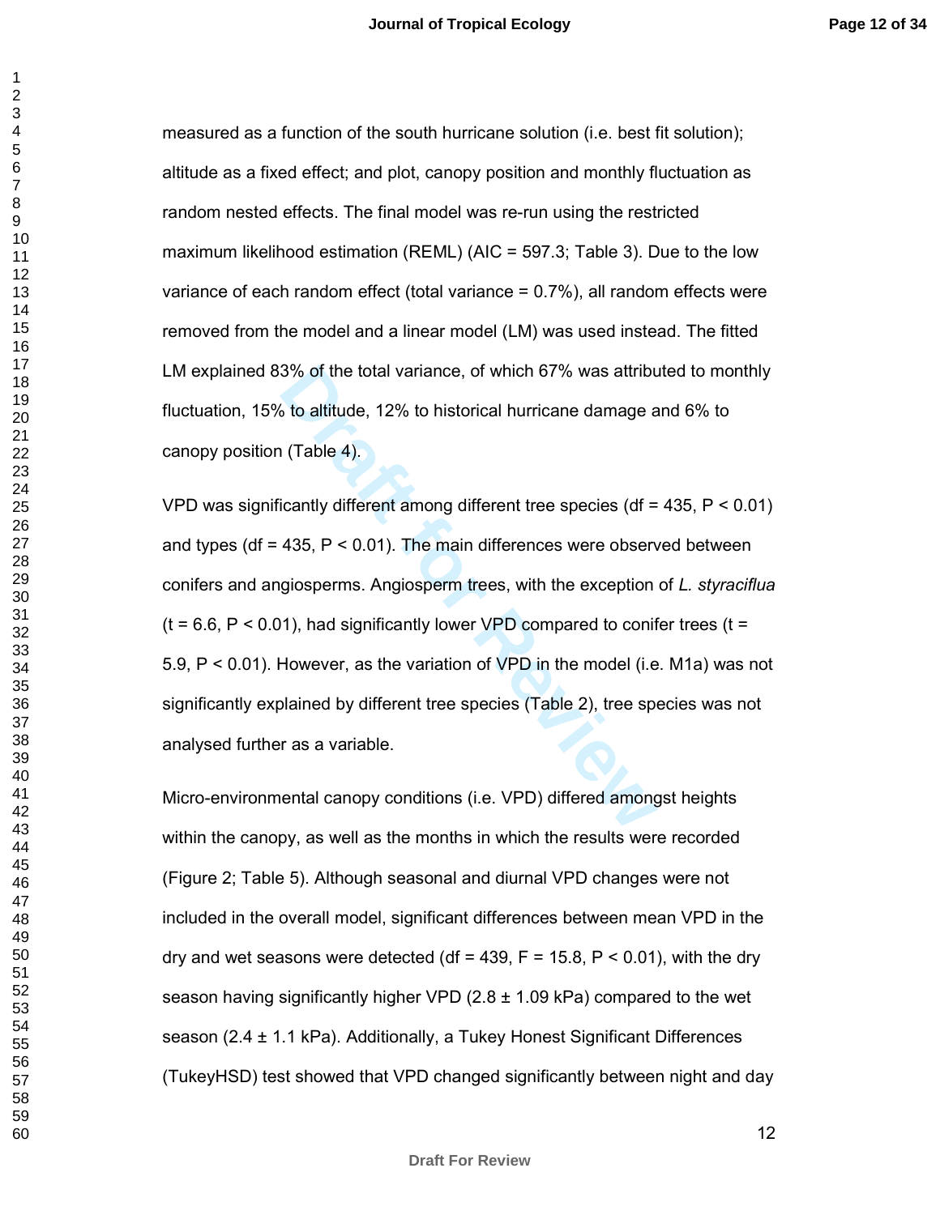measured as a function of the south hurricane solution (i.e. best fit solution); altitude as a fixed effect; and plot, canopy position and monthly fluctuation as random nested effects. The final model was re-run using the restricted maximum likelihood estimation (REML) (AIC = 597.3; Table 3). Due to the low variance of each random effect (total variance = 0.7%), all random effects were removed from the model and a linear model (LM) was used instead. The fitted LM explained 83% of the total variance, of which 67% was attributed to monthly fluctuation, 15% to altitude, 12% to historical hurricane damage and 6% to canopy position (Table 4).

VPD was significantly different among different tree species (df = 435, $P < 0.01$) and types (df = 435, $P < 0.01$). The main differences were observed between conifers and angiosperms. Angiosperm trees, with the exception of *L. styraciflua* ($t = 6.6$, $P < 0.01$), had significantly lower VPD compared to conifer trees ($t = 5.9$, $P < 0.01$). However, as the variation of VPD in the model (i.e. M1a) was not significantly explained by different tree species (Table 2), tree species was not analysed further as a variable.

Micro-environmental canopy conditions (i.e. VPD) differed amongst heights within the canopy, as well as the months in which the results were recorded (Figure 2; Table 5). Although seasonal and diurnal VPD changes were not included in the overall model, significant differences between mean VPD in the dry and wet seasons were detected (df = 439, $F = 15.8$, $P < 0.01$), with the dry season having significantly higher VPD (2.8 ± 1.09 kPa) compared to the wet season (2.4 ± 1.1 kPa). Additionally, a Tukey Honest Significant Differences (TukeyHSD) test showed that VPD changed significantly between night and day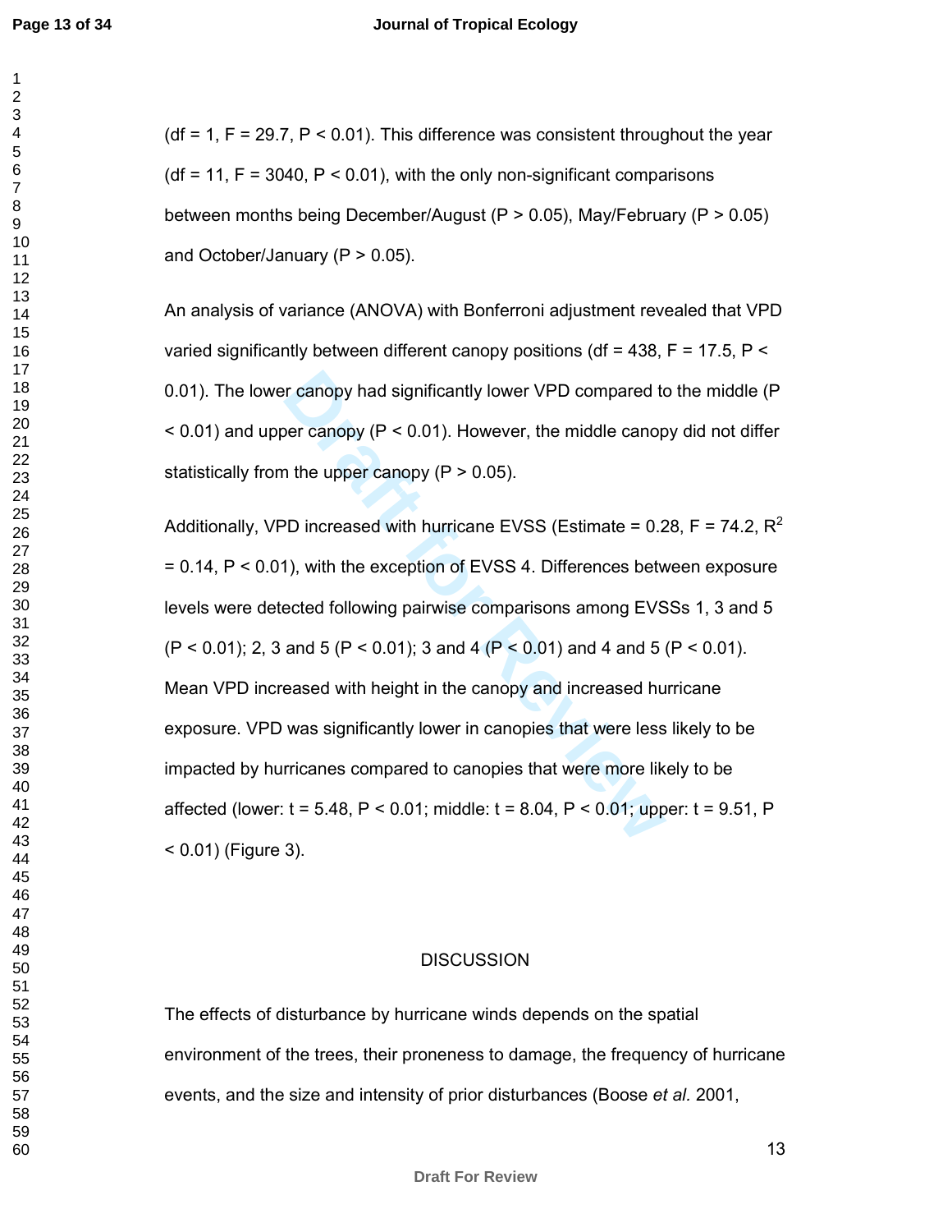(df = 1, F = 29.7, $P < 0.01$). This difference was consistent throughout the year (df = 11, F = 3040, $P < 0.01$), with the only non-significant comparisons between months being December/August ($P > 0.05$), May/February ($P > 0.05$) and October/January ($P > 0.05$).

An analysis of variance (ANOVA) with Bonferroni adjustment revealed that VPD varied significantly between different canopy positions (df = 438, F = 17.5, $P < 0.01$). The lower canopy had significantly lower VPD compared to the middle ($P < 0.01$) and upper canopy ($P < 0.01$). However, the middle canopy did not differ statistically from the upper canopy ($P > 0.05$).

Additionally, VPD increased with hurricane EVSS (Estimate = 0.28, F = 74.2, $R^2 = 0.14$, $P < 0.01$), with the exception of EVSS 4. Differences between exposure levels were detected following pairwise comparisons among EVSSs 1, 3 and 5 ($P < 0.01$); 2, 3 and 5 ($P < 0.01$); 3 and 4 ($P < 0.01$) and 4 and 5 ($P < 0.01$). Mean VPD increased with height in the canopy and increased hurricane exposure. VPD was significantly lower in canopies that were less likely to be impacted by hurricanes compared to canopies that were more likely to be affected (lower: t = 5.48, $P < 0.01$; middle: t = 8.04, $P < 0.01$; upper: t = 9.51, $P < 0.01$) (Figure 3).

## DISCUSSION

The effects of disturbance by hurricane winds depends on the spatial environment of the trees, their proneness to damage, the frequency of hurricane events, and the size and intensity of prior disturbances (Boose *et al.* 2001,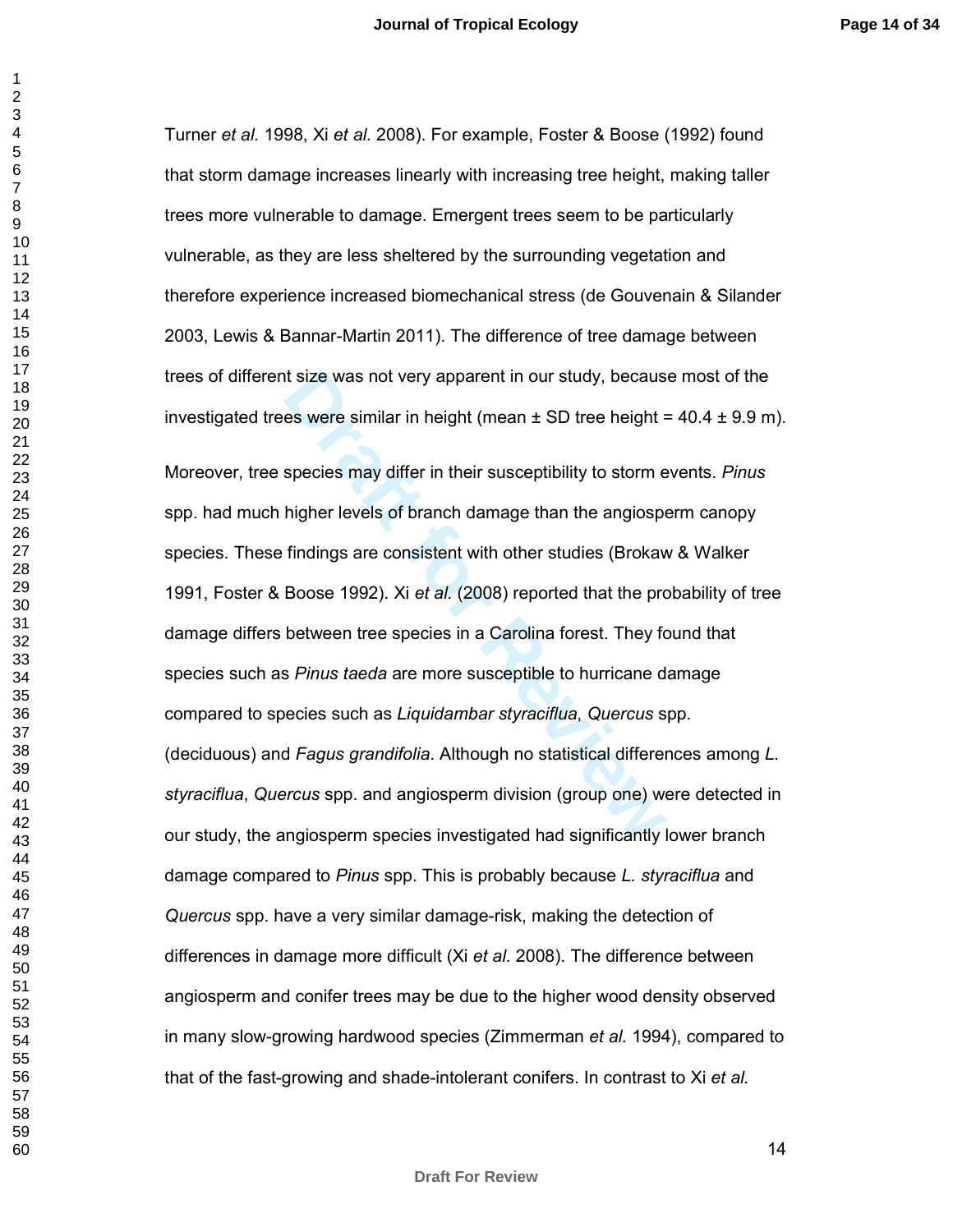Turner *et al.* 1998, Xi *et al.* 2008). For example, Foster & Boose (1992) found that storm damage increases linearly with increasing tree height, making taller trees more vulnerable to damage. Emergent trees seem to be particularly vulnerable, as they are less sheltered by the surrounding vegetation and therefore experience increased biomechanical stress (de Gouvenain & Silander 2003, Lewis & Bannar-Martin 2011). The difference of tree damage between trees of different size was not very apparent in our study, because most of the investigated trees were similar in height (mean ± SD tree height = 40.4 ± 9.9 m).

Moreover, tree species may differ in their susceptibility to storm events. *Pinus* spp. had much higher levels of branch damage than the angiosperm canopy species. These findings are consistent with other studies (Brokaw & Walker 1991, Foster & Boose 1992). Xi *et al.* (2008) reported that the probability of tree damage differs between tree species in a Carolina forest. They found that species such as *Pinus taeda* are more susceptible to hurricane damage compared to species such as *Liquidambar styraciflua*, *Quercus* spp. (deciduous) and *Fagus grandifolia*. Although no statistical differences among *L. styraciflua*, *Quercus* spp. and angiosperm division (group one) were detected in our study, the angiosperm species investigated had significantly lower branch damage compared to *Pinus* spp. This is probably because *L. styraciflua* and *Quercus* spp. have a very similar damage-risk, making the detection of differences in damage more difficult (Xi *et al.* 2008). The difference between angiosperm and conifer trees may be due to the higher wood density observed in many slow-growing hardwood species (Zimmerman *et al.* 1994), compared to that of the fast-growing and shade-intolerant conifers. In contrast to Xi *et al.*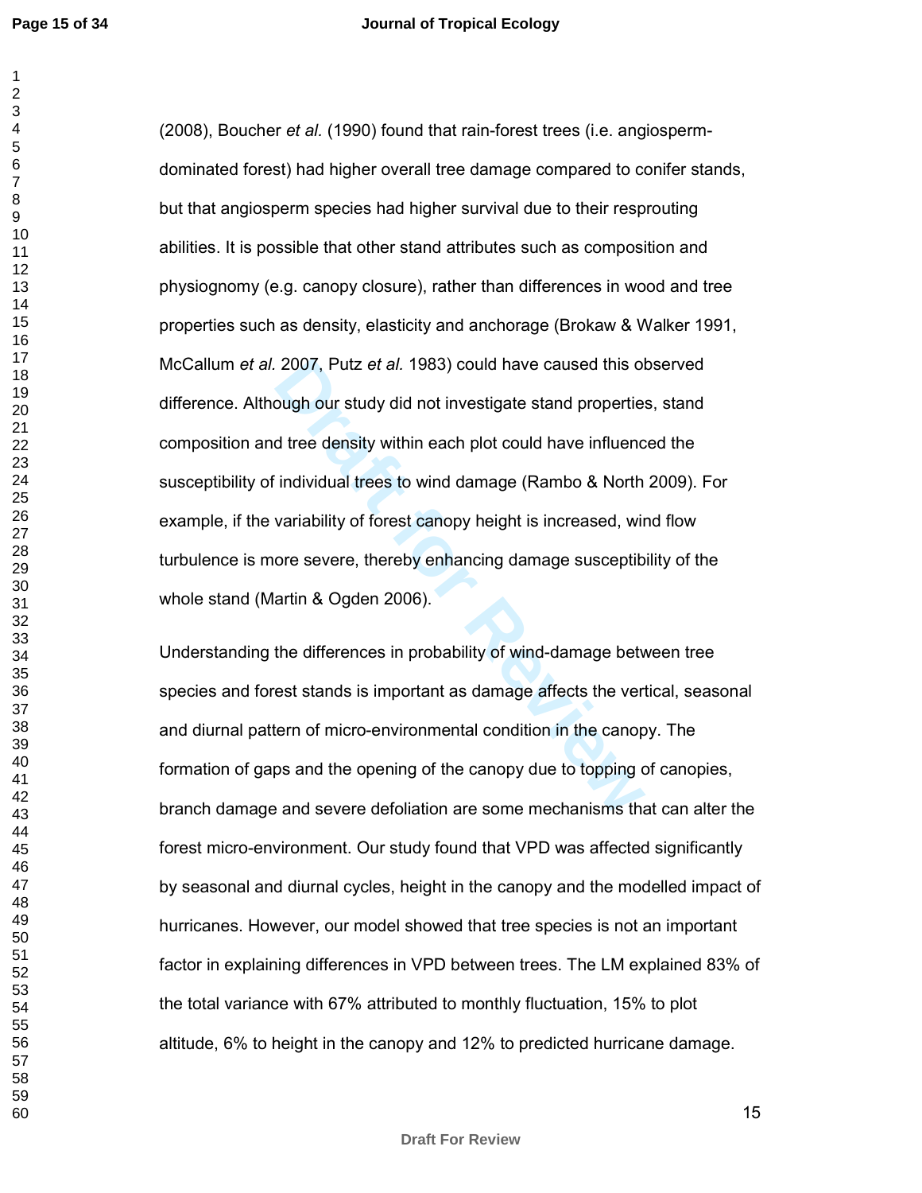(2008), Boucher *et al.* (1990) found that rain-forest trees (i.e. angiosperm-dominated forest) had higher overall tree damage compared to conifer stands, but that angiosperm species had higher survival due to their resprouting abilities. It is possible that other stand attributes such as composition and physiognomy (e.g. canopy closure), rather than differences in wood and tree properties such as density, elasticity and anchorage (Brokaw & Walker 1991, McCallum *et al.* 2007, Putz *et al.* 1983) could have caused this observed difference. Although our study did not investigate stand properties, stand composition and tree density within each plot could have influenced the susceptibility of individual trees to wind damage (Rambo & North 2009). For example, if the variability of forest canopy height is increased, wind flow turbulence is more severe, thereby enhancing damage susceptibility of the whole stand (Martin & Ogden 2006).

Understanding the differences in probability of wind-damage between tree species and forest stands is important as damage affects the vertical, seasonal and diurnal pattern of micro-environmental condition in the canopy. The formation of gaps and the opening of the canopy due to topping of canopies, branch damage and severe defoliation are some mechanisms that can alter the forest micro-environment. Our study found that VPD was affected significantly by seasonal and diurnal cycles, height in the canopy and the modelled impact of hurricanes. However, our model showed that tree species is not an important factor in explaining differences in VPD between trees. The LM explained 83% of the total variance with 67% attributed to monthly fluctuation, 15% to plot altitude, 6% to height in the canopy and 12% to predicted hurricane damage.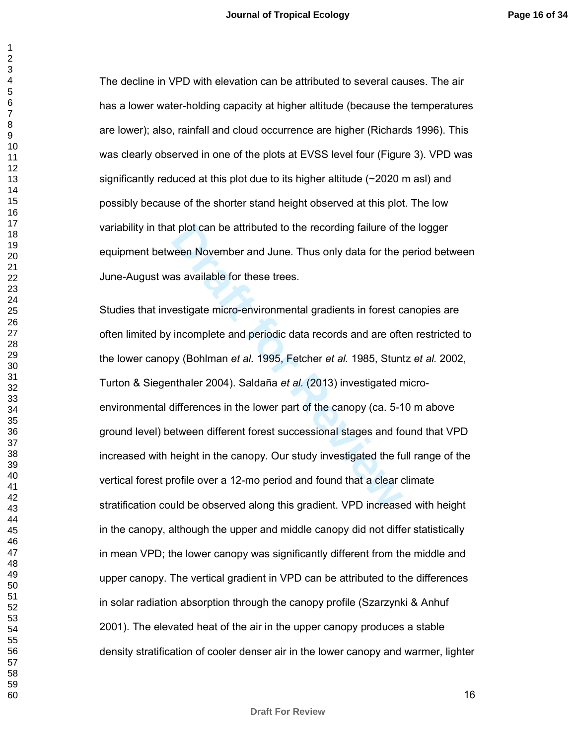The decline in VPD with elevation can be attributed to several causes. The air has a lower water-holding capacity at higher altitude (because the temperatures are lower); also, rainfall and cloud occurrence are higher (Richards 1996). This was clearly observed in one of the plots at EVSS level four (Figure 3). VPD was significantly reduced at this plot due to its higher altitude (~2020 m asl) and possibly because of the shorter stand height observed at this plot. The low variability in that plot can be attributed to the recording failure of the logger equipment between November and June. Thus only data for the period between June-August was available for these trees.

Studies that investigate micro-environmental gradients in forest canopies are often limited by incomplete and periodic data records and are often restricted to the lower canopy (Bohlman *et al.* 1995, Fetcher *et al.* 1985, Stuntz *et al.* 2002, Turton & Siegenthaler 2004). Saldaña *et al.* (2013) investigated micro-environmental differences in the lower part of the canopy (ca. 5-10 m above ground level) between different forest successional stages and found that VPD increased with height in the canopy. Our study investigated the full range of the vertical forest profile over a 12-mo period and found that a clear climate stratification could be observed along this gradient. VPD increased with height in the canopy, although the upper and middle canopy did not differ statistically in mean VPD; the lower canopy was significantly different from the middle and upper canopy. The vertical gradient in VPD can be attributed to the differences in solar radiation absorption through the canopy profile (Szarzynki & Anhuf 2001). The elevated heat of the air in the upper canopy produces a stable density stratification of cooler denser air in the lower canopy and warmer, lighter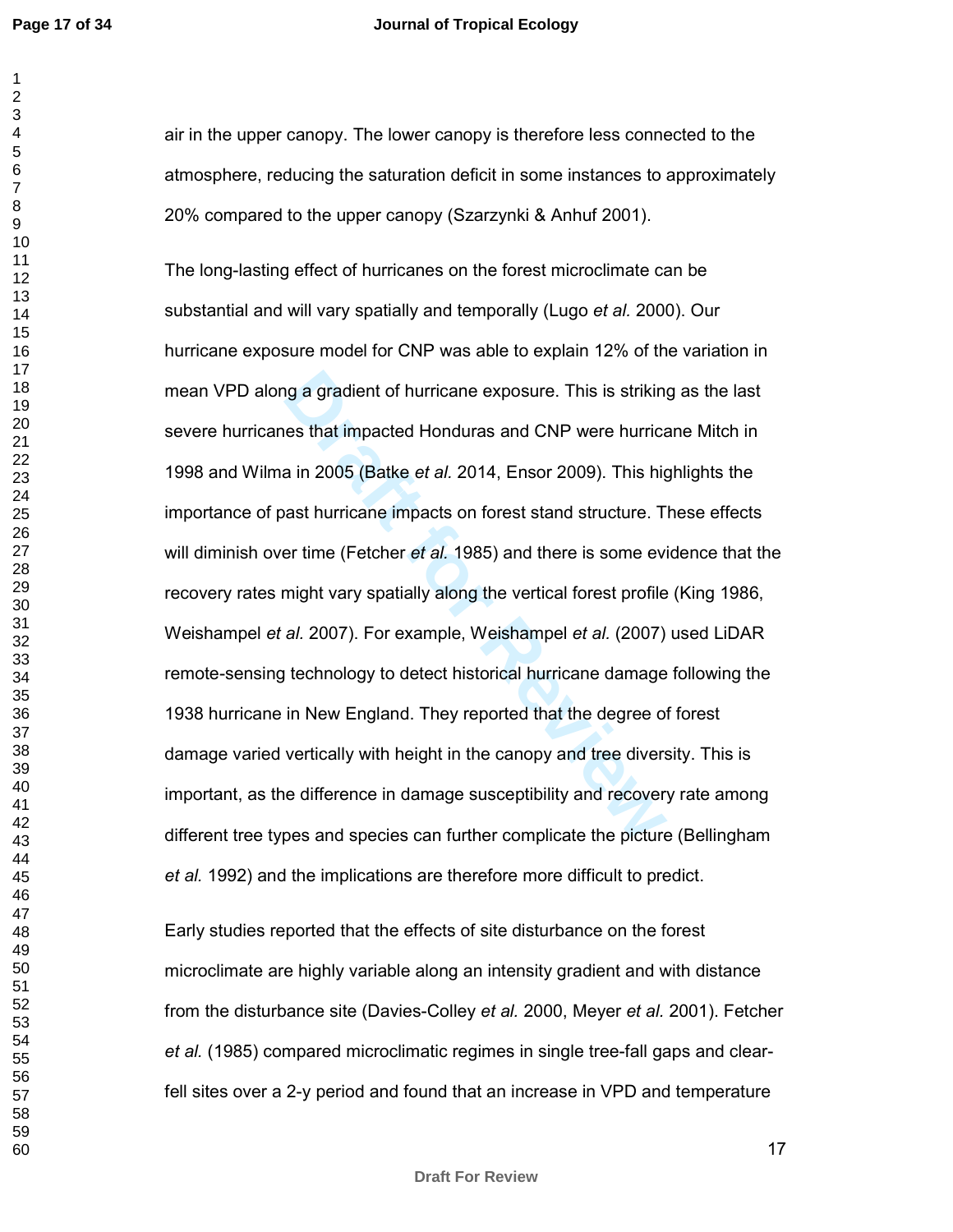air in the upper canopy. The lower canopy is therefore less connected to the atmosphere, reducing the saturation deficit in some instances to approximately 20% compared to the upper canopy (Szarzynki & Anhuf 2001).

The long-lasting effect of hurricanes on the forest microclimate can be substantial and will vary spatially and temporally (Lugo *et al.* 2000). Our hurricane exposure model for CNP was able to explain 12% of the variation in mean VPD along a gradient of hurricane exposure. This is striking as the last severe hurricanes that impacted Honduras and CNP were hurricane Mitch in 1998 and Wilma in 2005 (Batke *et al.* 2014, Ensor 2009). This highlights the importance of past hurricane impacts on forest stand structure. These effects will diminish over time (Fetcher *et al.* 1985) and there is some evidence that the recovery rates might vary spatially along the vertical forest profile (King 1986, Weishampel *et al.* 2007). For example, Weishampel *et al.* (2007) used LiDAR remote-sensing technology to detect historical hurricane damage following the 1938 hurricane in New England. They reported that the degree of forest damage varied vertically with height in the canopy and tree diversity. This is important, as the difference in damage susceptibility and recovery rate among different tree types and species can further complicate the picture (Bellingham *et al.* 1992) and the implications are therefore more difficult to predict.

Early studies reported that the effects of site disturbance on the forest microclimate are highly variable along an intensity gradient and with distance from the disturbance site (Davies-Colley *et al.* 2000, Meyer *et al.* 2001). Fetcher *et al.* (1985) compared microclimatic regimes in single tree-fall gaps and clear-fell sites over a 2-y period and found that an increase in VPD and temperature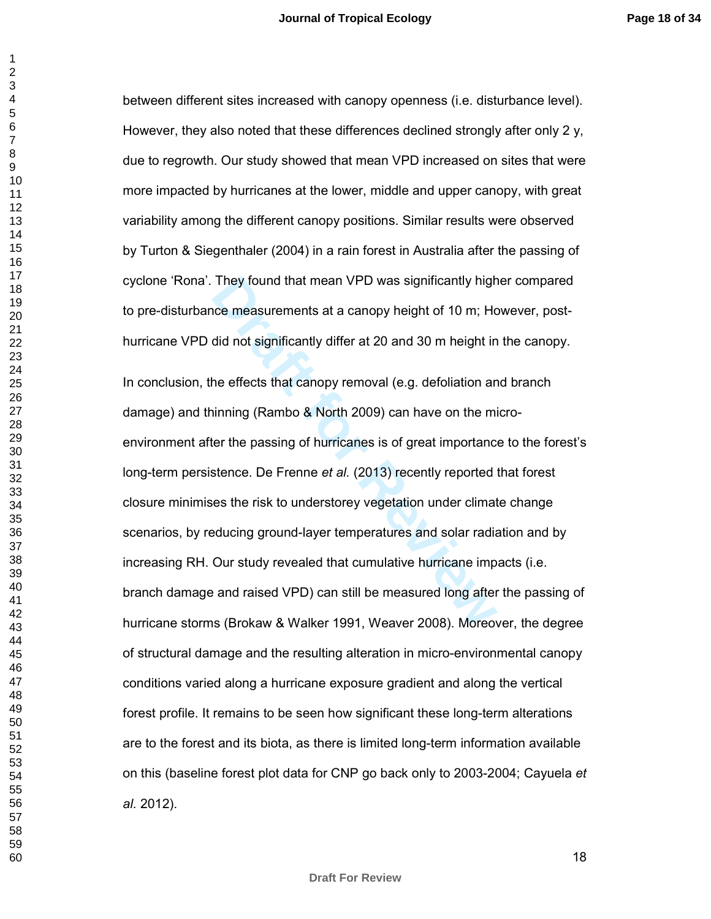between different sites increased with canopy openness (i.e. disturbance level). However, they also noted that these differences declined strongly after only 2 y, due to regrowth. Our study showed that mean VPD increased on sites that were more impacted by hurricanes at the lower, middle and upper canopy, with great variability among the different canopy positions. Similar results were observed by Turton & Siegenthaler (2004) in a rain forest in Australia after the passing of cyclone 'Rona'. They found that mean VPD was significantly higher compared to pre-disturbance measurements at a canopy height of 10 m; However, post-hurricane VPD did not significantly differ at 20 and 30 m height in the canopy.

In conclusion, the effects that canopy removal (e.g. defoliation and branch damage) and thinning (Rambo & North 2009) can have on the micro-environment after the passing of hurricanes is of great importance to the forest's long-term persistence. De Frenne *et al.* (2013) recently reported that forest closure minimises the risk to understorey vegetation under climate change scenarios, by reducing ground-layer temperatures and solar radiation and by increasing RH. Our study revealed that cumulative hurricane impacts (i.e. branch damage and raised VPD) can still be measured long after the passing of hurricane storms (Brokaw & Walker 1991, Weaver 2008). Moreover, the degree of structural damage and the resulting alteration in micro-environmental canopy conditions varied along a hurricane exposure gradient and along the vertical forest profile. It remains to be seen how significant these long-term alterations are to the forest and its biota, as there is limited long-term information available on this (baseline forest plot data for CNP go back only to 2003-2004; Cayuela *et al.* 2012).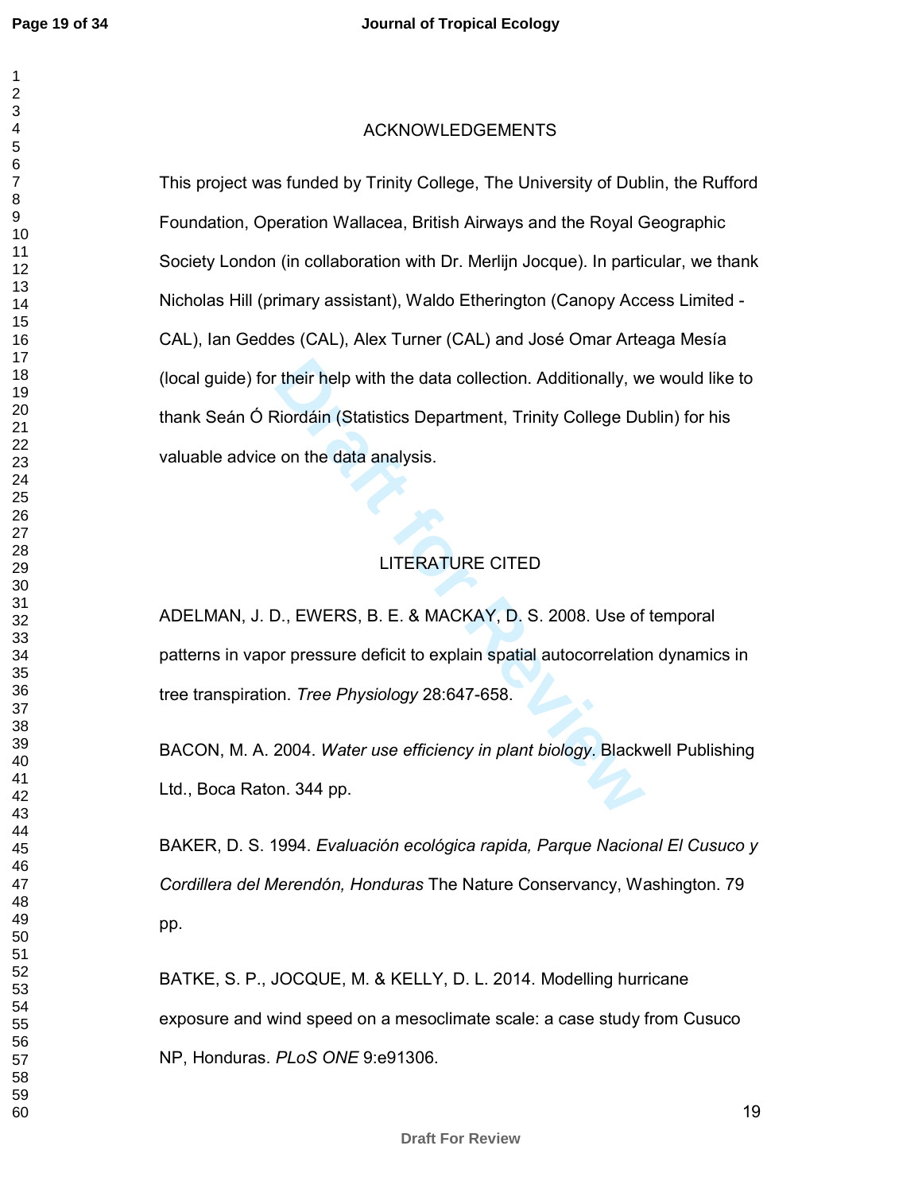## ACKNOWLEDGEMENTS

This project was funded by Trinity College, The University of Dublin, the Rufford Foundation, Operation Wallacea, British Airways and the Royal Geographic Society London (in collaboration with Dr. Merlijn Jocque). In particular, we thank Nicholas Hill (primary assistant), Waldo Etherington (Canopy Access Limited - CAL), Ian Geddes (CAL), Alex Turner (CAL) and José Omar Arteaga Mesía (local guide) for their help with the data collection. Additionally, we would like to thank Seán Ó Riordáin (Statistics Department, Trinity College Dublin) for his valuable advice on the data analysis.

## LITERATURE CITED

ADELMAN, J. D., EWERS, B. E. & MACKAY, D. S. 2008. Use of temporal patterns in vapor pressure deficit to explain spatial autocorrelation dynamics in tree transpiration. *Tree Physiology* 28:647-658.

BACON, M. A. 2004. *Water use efficiency in plant biology*. Blackwell Publishing Ltd., Boca Raton. 344 pp.

BAKER, D. S. 1994. *Evaluación ecológica rapida, Parque Nacional El Cusuco y Cordillera del Merendón, Honduras* The Nature Conservancy, Washington. 79 pp.

BATKE, S. P., JOCQUE, M. & KELLY, D. L. 2014. Modelling hurricane exposure and wind speed on a mesoclimate scale: a case study from Cusuco NP, Honduras. *PLoS ONE* 9:e91306.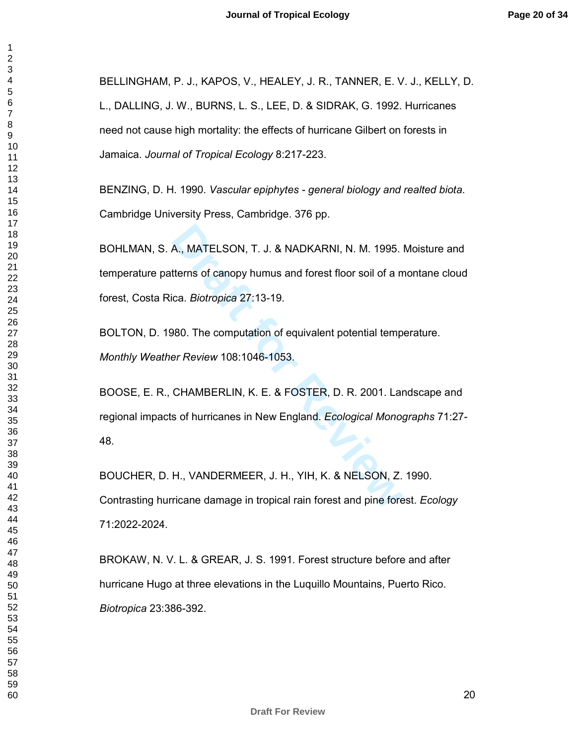BELLINGHAM, P. J., KAPOS, V., HEALEY, J. R., TANNER, E. V. J., KELLY, D. L., DALLING, J. W., BURNS, L. S., LEE, D. & SIDRAK, G. 1992. Hurricanes need not cause high mortality: the effects of hurricane Gilbert on forests in Jamaica. *Journal of Tropical Ecology* 8:217-223.

BENZING, D. H. 1990. *Vascular epiphytes - general biology and realted biota*. Cambridge University Press, Cambridge. 376 pp.

BOHLMAN, S. A., MATELSON, T. J. & NADKARNI, N. M. 1995. Moisture and temperature patterns of canopy humus and forest floor soil of a montane cloud forest, Costa Rica. *Biotropica* 27:13-19.

BOLTON, D. 1980. The computation of equivalent potential temperature. *Monthly Weather Review* 108:1046-1053.

BOOSE, E. R., CHAMBERLIN, K. E. & FOSTER, D. R. 2001. Landscape and regional impacts of hurricanes in New England. *Ecological Monographs* 71:27-48.

BOUCHER, D. H., VANDERMEER, J. H., YIH, K. & NELSON, Z. 1990. Contrasting hurricane damage in tropical rain forest and pine forest. *Ecology* 71:2022-2024.

BROKAW, N. V. L. & GREAR, J. S. 1991. Forest structure before and after hurricane Hugo at three elevations in the Luquillo Mountains, Puerto Rico. *Biotropica* 23:386-392.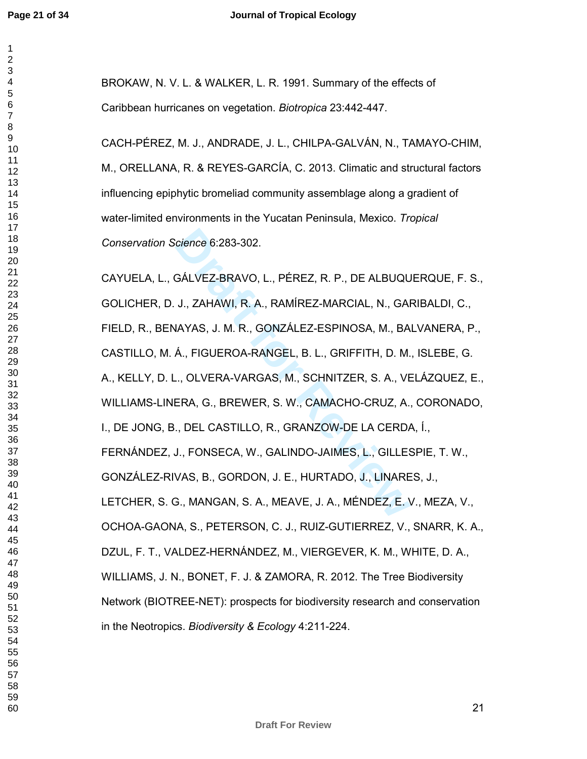BROKAW, N. V. L. & WALKER, L. R. 1991. Summary of the effects of Caribbean hurricanes on vegetation. *Biotropica* 23:442-447.

CACH-PÉREZ, M. J., ANDRADE, J. L., CHILPA-GALVÁN, N., TAMAYO-CHIM, M., ORELLANA, R. & REYES-GARCÍA, C. 2013. Climatic and structural factors influencing epiphytic bromeliad community assemblage along a gradient of water-limited environments in the Yucatan Peninsula, Mexico. *Tropical Conservation Science* 6:283-302.

CAYUELA, L., GÁLVEZ-BRAVO, L., PÉREZ, R. P., DE ALBUQUERQUE, F. S., GOLICHER, D. J., ZAHAWI, R. A., RAMÍREZ-MARCIAL, N., GARIBALDI, C., FIELD, R., BENAYAS, J. M. R., GONZÁLEZ-ESPINOSA, M., BALVANERA, P., CASTILLO, M. Á., FIGUEROA-RANGEL, B. L., GRIFFITH, D. M., ISLEBE, G. A., KELLY, D. L., OLVERA-VARGAS, M., SCHNITZER, S. A., VELÁZQUEZ, E., WILLIAMS-LINERA, G., BREWER, S. W., CAMACHO-CRUZ, A., CORONADO, I., DE JONG, B., DEL CASTILLO, R., GRANZOW-DE LA CERDA, Í., FERNÁNDEZ, J., FONSECA, W., GALINDO-JAIMES, L., GILLESPIE, T. W., GONZÁLEZ-RIVAS, B., GORDON, J. E., HURTADO, J., LINARES, J., LETCHER, S. G., MANGAN, S. A., MEAVE, J. A., MÉNDEZ, E. V., MEZA, V., OCHOA-GAONA, S., PETERSON, C. J., RUIZ-GUTIERREZ, V., SNARR, K. A., DZUL, F. T., VALDEZ-HERNÁNDEZ, M., VIERGEVER, K. M., WHITE, D. A., WILLIAMS, J. N., BONET, F. J. & ZAMORA, R. 2012. The Tree Biodiversity Network (BIOTREE-NET): prospects for biodiversity research and conservation in the Neotropics. *Biodiversity & Ecology* 4:211-224.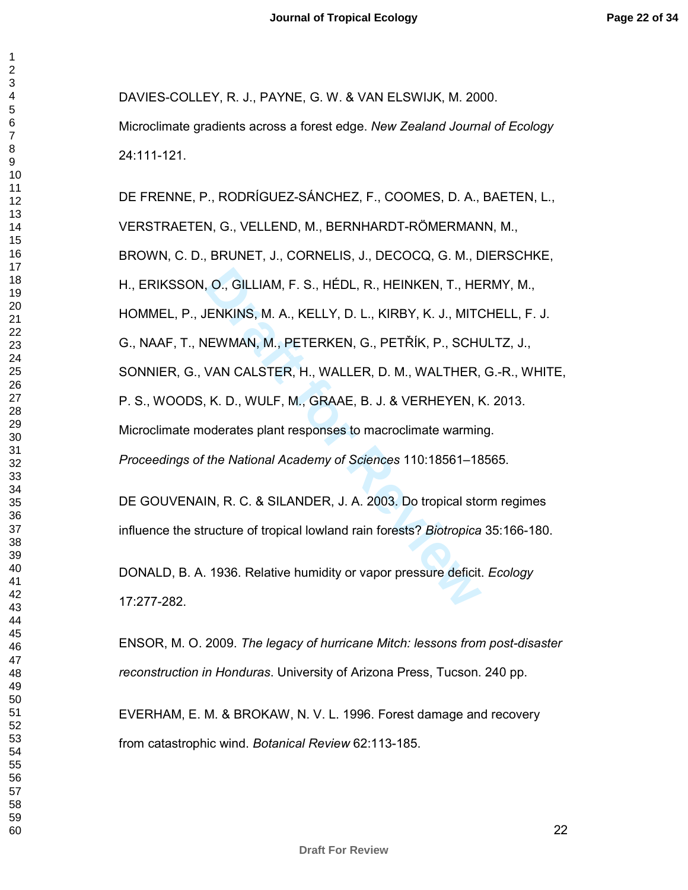DAVIES-COLLEY, R. J., PAYNE, G. W. & VAN ELSWIJK, M. 2000. Microclimate gradients across a forest edge. *New Zealand Journal of Ecology* 24:111-121.

DE FRENNE, P., RODRÍGUEZ-SÁNCHEZ, F., COOMES, D. A., BAETEN, L., VERSTRAETEN, G., VELLEND, M., BERNHARDT-RÖMERMANN, M., BROWN, C. D., BRUNET, J., CORNELIS, J., DECOCQ, G. M., DIERSCHKE, H., ERIKSSON, O., GILLIAM, F. S., HÉDL, R., HEINKEN, T., HERMY, M., HOMMEL, P., JENKINS, M. A., KELLY, D. L., KIRBY, K. J., MITCHELL, F. J. G., NAAF, T., NEWMAN, M., PETERKEN, G., PETŘÍK, P., SCHULTZ, J., SONNIER, G., VAN CALSTER, H., WALLER, D. M., WALTHER, G.-R., WHITE, P. S., WOODS, K. D., WULF, M., GRAAE, B. J. & VERHEYEN, K. 2013. Microclimate moderates plant responses to macroclimate warming. *Proceedings of the National Academy of Sciences* 110:18561–18565.

DE GOUVENAIN, R. C. & SILANDER, J. A. 2003. Do tropical storm regimes influence the structure of tropical lowland rain forests? *Biotropica* 35:166-180.

DONALD, B. A. 1936. Relative humidity or vapor pressure deficit. *Ecology* 17:277-282.

ENSOR, M. O. 2009. *The legacy of hurricane Mitch: lessons from post-disaster reconstruction in Honduras*. University of Arizona Press, Tucson. 240 pp.

EVERHAM, E. M. & BROKAW, N. V. L. 1996. Forest damage and recovery from catastrophic wind. *Botanical Review* 62:113-185.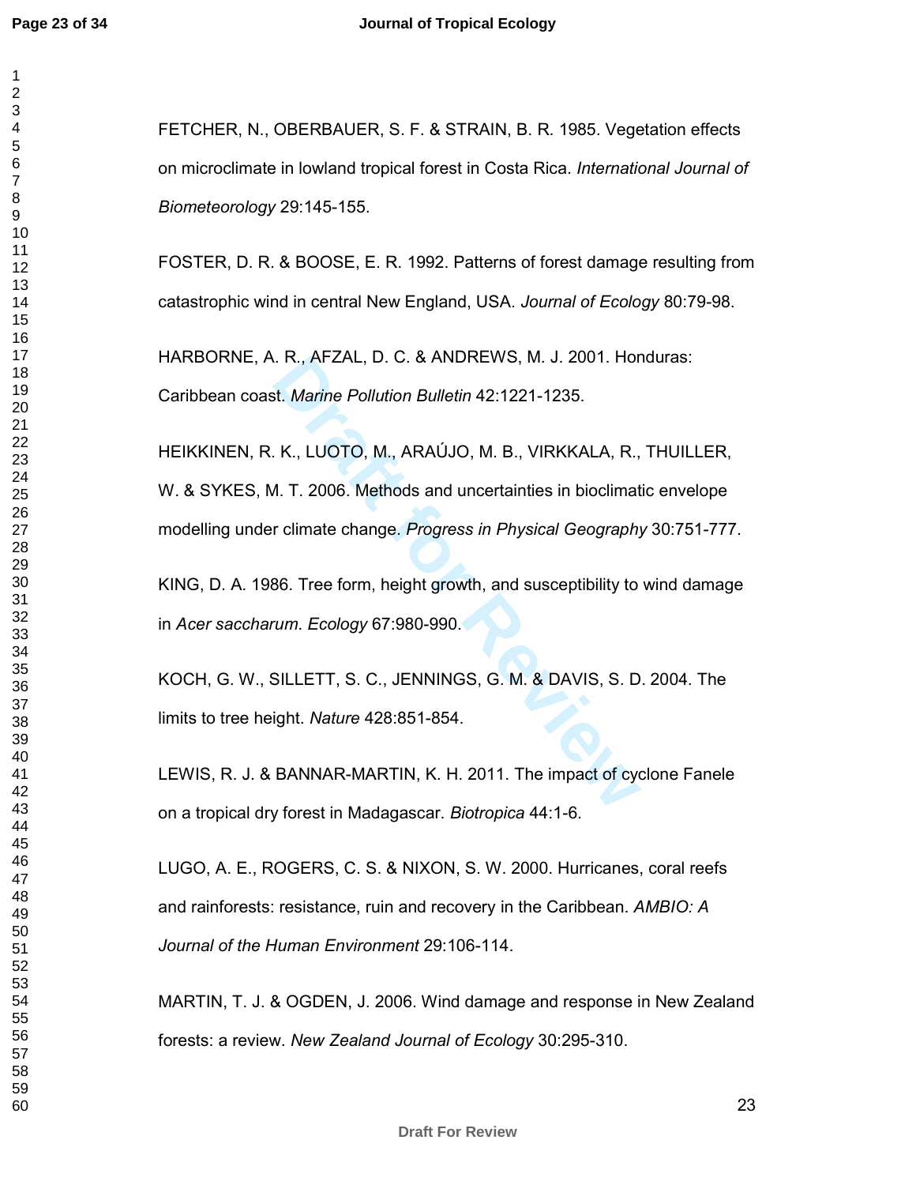FETCHER, N., OBERBAUER, S. F. & STRAIN, B. R. 1985. Vegetation effects on microclimate in lowland tropical forest in Costa Rica. *International Journal of Biometeorology* 29:145-155.

FOSTER, D. R. & BOOSE, E. R. 1992. Patterns of forest damage resulting from catastrophic wind in central New England, USA. *Journal of Ecology* 80:79-98.

HARBORNE, A. R., AFZAL, D. C. & ANDREWS, M. J. 2001. Honduras: Caribbean coast. *Marine Pollution Bulletin* 42:1221-1235.

HEIKKINEN, R. K., LUOTO, M., ARAÚJO, M. B., VIRKKALA, R., THUILLER, W. & SYKES, M. T. 2006. Methods and uncertainties in bioclimatic envelope modelling under climate change. *Progress in Physical Geography* 30:751-777.

KING, D. A. 1986. Tree form, height growth, and susceptibility to wind damage in *Acer saccharum*. *Ecology* 67:980-990.

KOCH, G. W., SILLETT, S. C., JENNINGS, G. M. & DAVIS, S. D. 2004. The limits to tree height. *Nature* 428:851-854.

LEWIS, R. J. & BANNAR-MARTIN, K. H. 2011. The impact of cyclone Fanele on a tropical dry forest in Madagascar. *Biotropica* 44:1-6.

LUGO, A. E., ROGERS, C. S. & NIXON, S. W. 2000. Hurricanes, coral reefs and rainforests: resistance, ruin and recovery in the Caribbean. *AMBIO: A Journal of the Human Environment* 29:106-114.

MARTIN, T. J. & OGDEN, J. 2006. Wind damage and response in New Zealand forests: a review. *New Zealand Journal of Ecology* 30:295-310.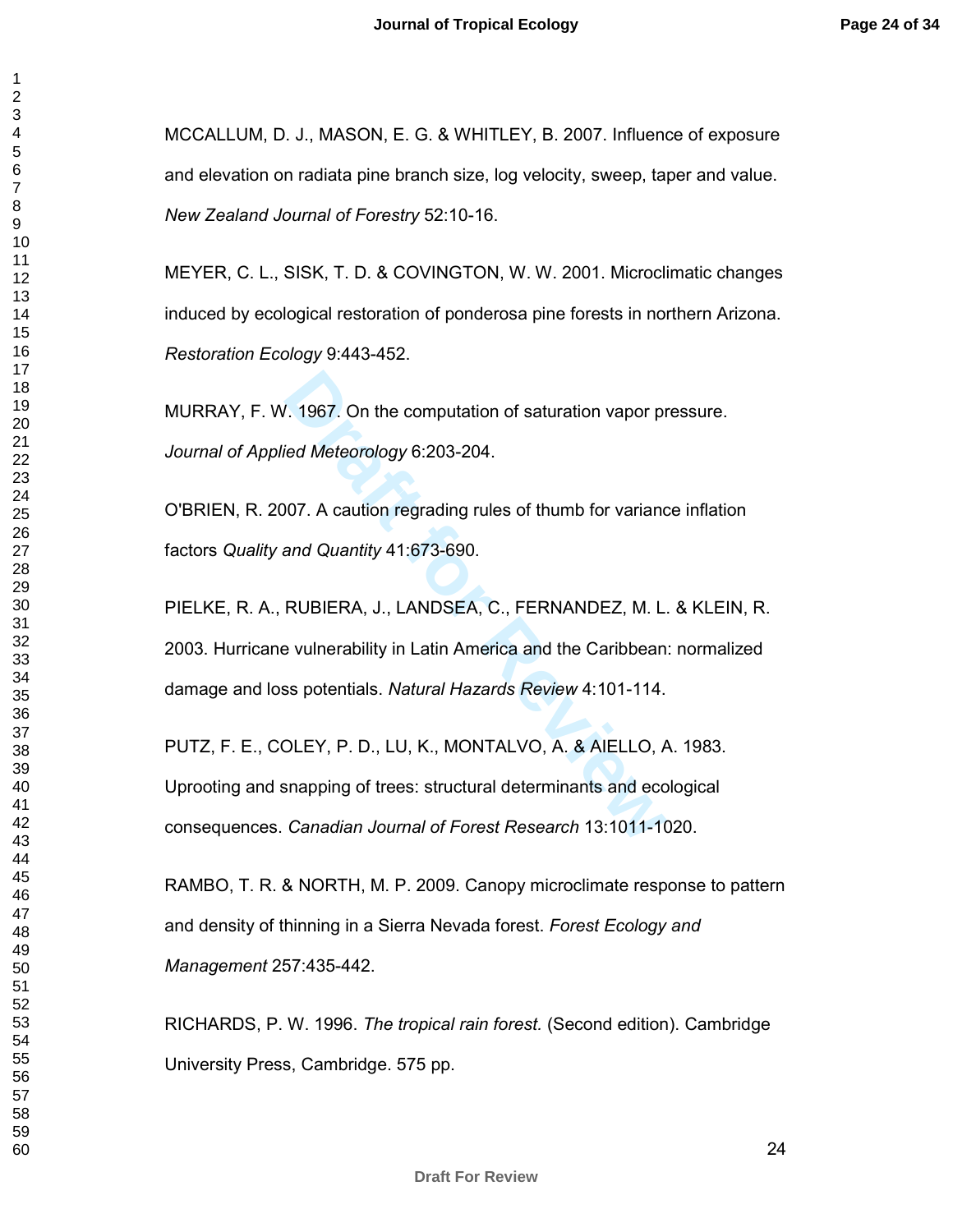MCCALLUM, D. J., MASON, E. G. & WHITLEY, B. 2007. Influence of exposure and elevation on radiata pine branch size, log velocity, sweep, taper and value. *New Zealand Journal of Forestry* 52:10-16.

MEYER, C. L., SISK, T. D. & COVINGTON, W. W. 2001. Microclimatic changes induced by ecological restoration of ponderosa pine forests in northern Arizona. *Restoration Ecology* 9:443-452.

MURRAY, F. W. 1967. On the computation of saturation vapor pressure. *Journal of Applied Meteorology* 6:203-204.

O'BRIEN, R. 2007. A caution regrading rules of thumb for variance inflation factors *Quality and Quantity* 41:673-690.

PIELKE, R. A., RUBIERA, J., LANDSEA, C., FERNANDEZ, M. L. & KLEIN, R. 2003. Hurricane vulnerability in Latin America and the Caribbean: normalized damage and loss potentials. *Natural Hazards Review* 4:101-114.

PUTZ, F. E., COLEY, P. D., LU, K., MONTALVO, A. & AIELLO, A. 1983. Uprooting and snapping of trees: structural determinants and ecological consequences. *Canadian Journal of Forest Research* 13:1011-1020.

RAMBO, T. R. & NORTH, M. P. 2009. Canopy microclimate response to pattern and density of thinning in a Sierra Nevada forest. *Forest Ecology and Management* 257:435-442.

RICHARDS, P. W. 1996. *The tropical rain forest.* (Second edition). Cambridge University Press, Cambridge. 575 pp.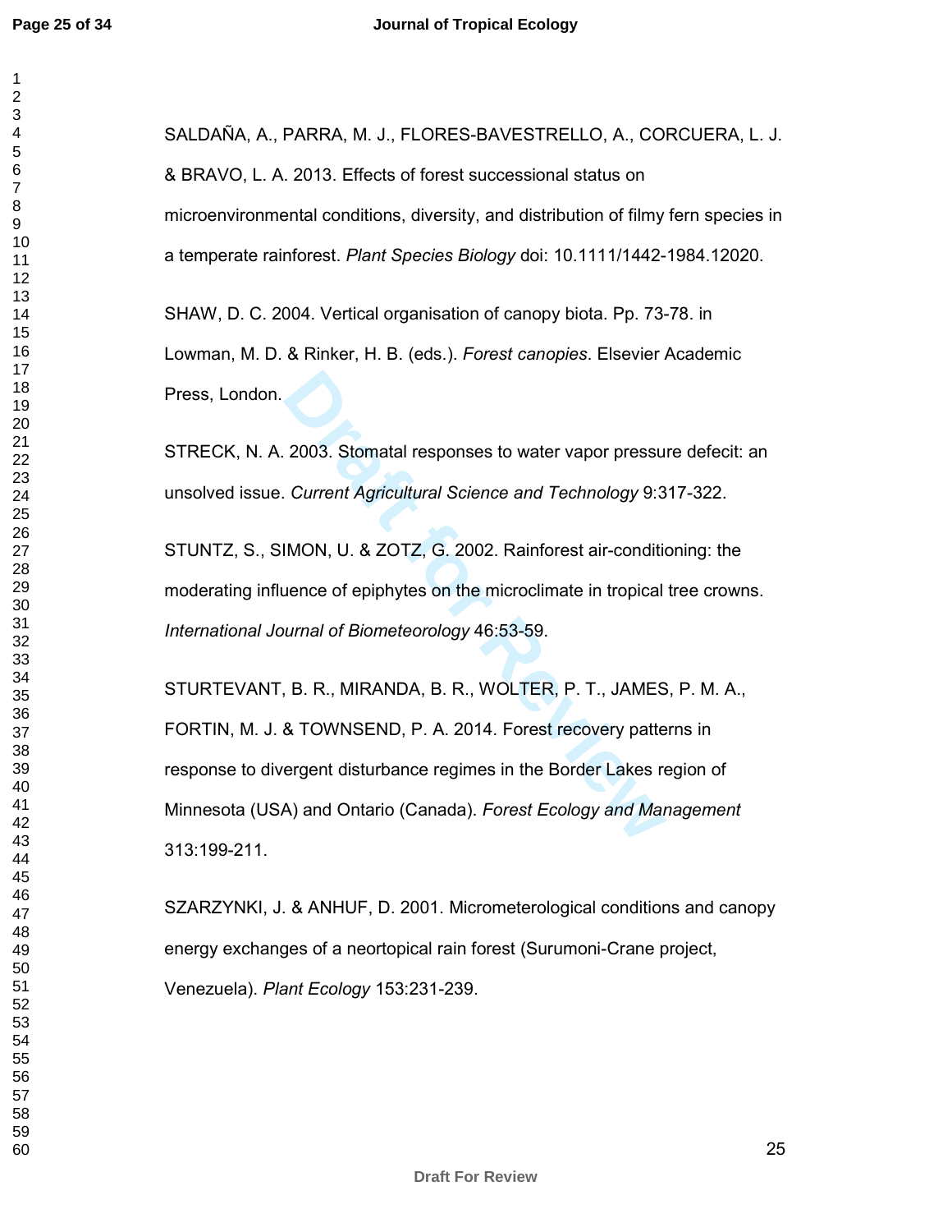SALDAÑA, A., PARRA, M. J., FLORES-BAVESTRELLO, A., CORCUERA, L. J. & BRAVO, L. A. 2013. Effects of forest successional status on microenvironmental conditions, diversity, and distribution of filmy fern species in a temperate rainforest. *Plant Species Biology* doi: 10.1111/1442-1984.12020.

SHAW, D. C. 2004. Vertical organisation of canopy biota. Pp. 73-78. in Lowman, M. D. & Rinker, H. B. (eds.). *Forest canopies*. Elsevier Academic Press, London.

STRECK, N. A. 2003. Stomatal responses to water vapor pressure deficit: an unsolved issue. *Current Agricultural Science and Technology* 9:317-322.

STUNTZ, S., SIMON, U. & ZOTZ, G. 2002. Rainforest air-conditioning: the moderating influence of epiphytes on the microclimate in tropical tree crowns. *International Journal of Biometeorology* 46:53-59.

STURTEVANT, B. R., MIRANDA, B. R., WOLTER, P. T., JAMES, P. M. A., FORTIN, M. J. & TOWNSEND, P. A. 2014. Forest recovery patterns in response to divergent disturbance regimes in the Border Lakes region of Minnesota (USA) and Ontario (Canada). *Forest Ecology and Management* 313:199-211.

SZARZYNKI, J. & ANHUF, D. 2001. Micrometerological conditions and canopy energy exchanges of a neortopical rain forest (Surumoni-Crane project, Venezuela). *Plant Ecology* 153:231-239.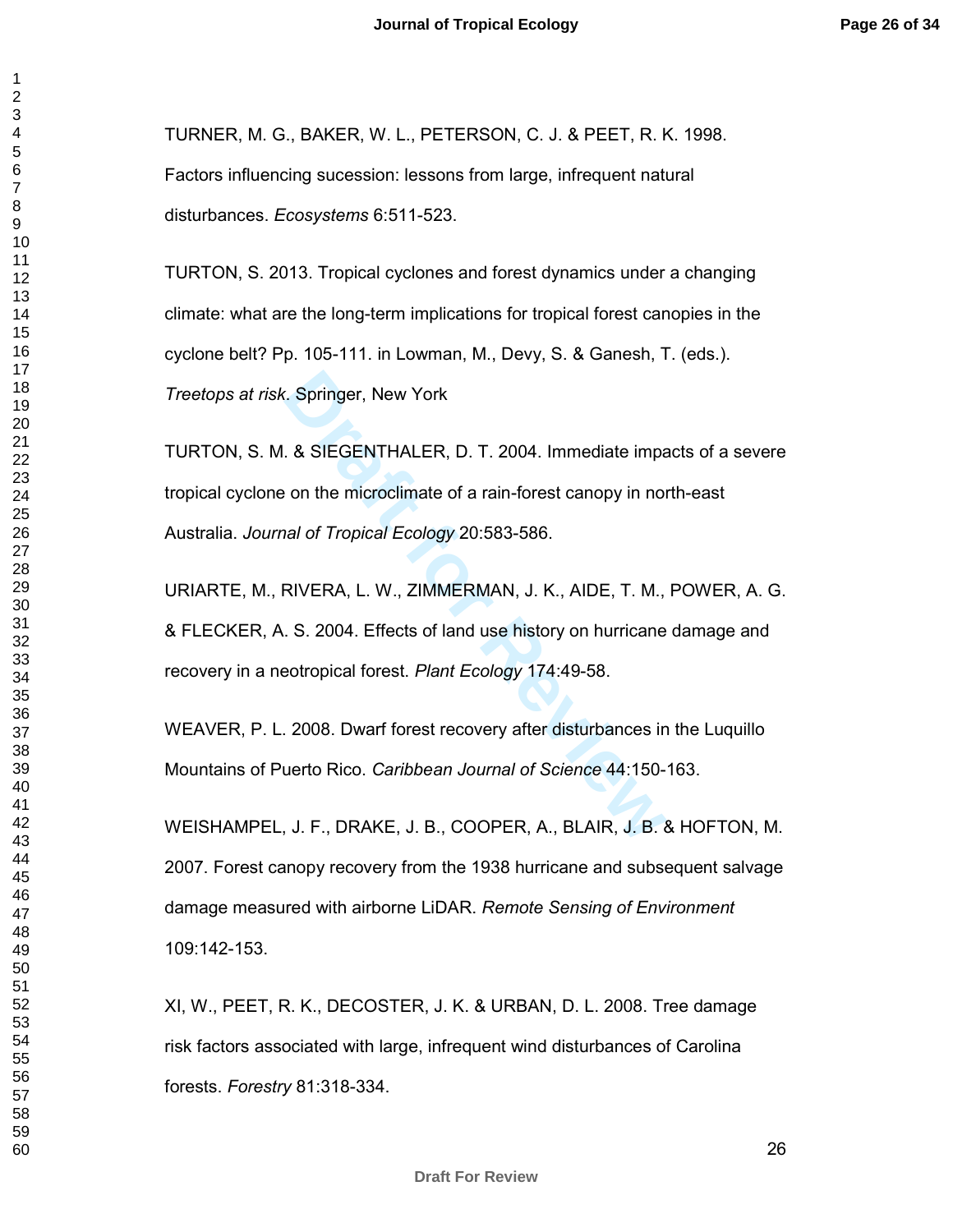TURNER, M. G., BAKER, W. L., PETERSON, C. J. & PEET, R. K. 1998. Factors influencing sucession: lessons from large, infrequent natural disturbances. *Ecosystems* 6:511-523.

TURTON, S. 2013. Tropical cyclones and forest dynamics under a changing climate: what are the long-term implications for tropical forest canopies in the cyclone belt? Pp. 105-111. in Lowman, M., Devy, S. & Ganesh, T. (eds.). *Treetops at risk*. Springer, New York

TURTON, S. M. & SIEGENTHALER, D. T. 2004. Immediate impacts of a severe tropical cyclone on the microclimate of a rain-forest canopy in north-east Australia. *Journal of Tropical Ecology* 20:583-586.

URIARTE, M., RIVERA, L. W., ZIMMERMAN, J. K., AIDE, T. M., POWER, A. G. & FLECKER, A. S. 2004. Effects of land use history on hurricane damage and recovery in a neotropical forest. *Plant Ecology* 174:49-58.

WEAVER, P. L. 2008. Dwarf forest recovery after disturbances in the Luquillo Mountains of Puerto Rico. *Caribbean Journal of Science* 44:150-163.

WEISHAMPEL, J. F., DRAKE, J. B., COOPER, A., BLAIR, J. B. & HOFTON, M. 2007. Forest canopy recovery from the 1938 hurricane and subsequent salvage damage measured with airborne LiDAR. *Remote Sensing of Environment* 109:142-153.

XI, W., PEET, R. K., DECOSTER, J. K. & URBAN, D. L. 2008. Tree damage risk factors associated with large, infrequent wind disturbances of Carolina forests. *Forestry* 81:318-334.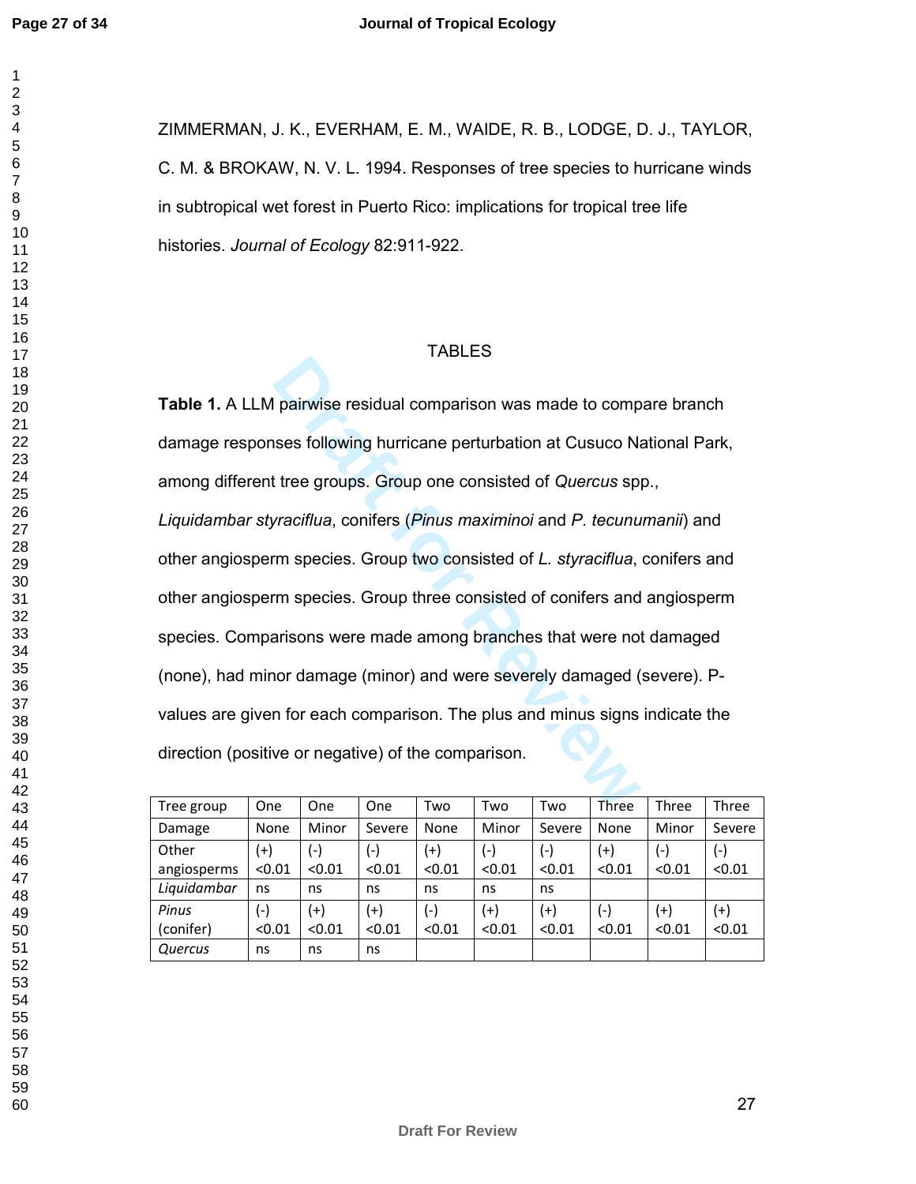ZIMMERMAN, J. K., EVERHAM, E. M., WAIDE, R. B., LODGE, D. J., TAYLOR, C. M. & BROKAW, N. V. L. 1994. Responses of tree species to hurricane winds in subtropical wet forest in Puerto Rico: implications for tropical tree life histories. *Journal of Ecology* 82:911-922.

# TABLES

**Table 1.** A LLM pairwise residual comparison was made to compare branch damage responses following hurricane perturbation at Cusuco National Park, among different tree groups. Group one consisted of *Quercus* spp., *Liquidambar styraciflua*, conifers (*Pinus maximinoi* and *P. tecunumanii*) and other angiosperm species. Group two consisted of *L. styraciflua*, conifers and other angiosperm species. Group three consisted of conifers and angiosperm species. Comparisons were made among branches that were not damaged (none), had minor damage (minor) and were severely damaged (severe). P-values are given for each comparison. The plus and minus signs indicate the direction (positive or negative) of the comparison.

| Tree group | One | One | One | Two | Two | Two | Three | Three | Three |
|---|---|---|---|---|---|---|---|---|---|
| Damage | None | Minor | Severe | None | Minor | Severe | None | Minor | Severe |
| Other angiosperms | (+) <0.01 | (-) <0.01 | (-) <0.01 | (+) <0.01 | (-) <0.01 | (-) <0.01 | (+) <0.01 | (-) <0.01 | (-) <0.01 |
| *Liquidambar* | ns | ns | ns | ns | ns | ns | | | |
| *Pinus* (conifer) | (-) <0.01 | (+) <0.01 | (+) <0.01 | (-) <0.01 | (+) <0.01 | (+) <0.01 | (-) <0.01 | (+) <0.01 | (+) <0.01 |
| *Quercus* | ns | ns | ns | | | | | | |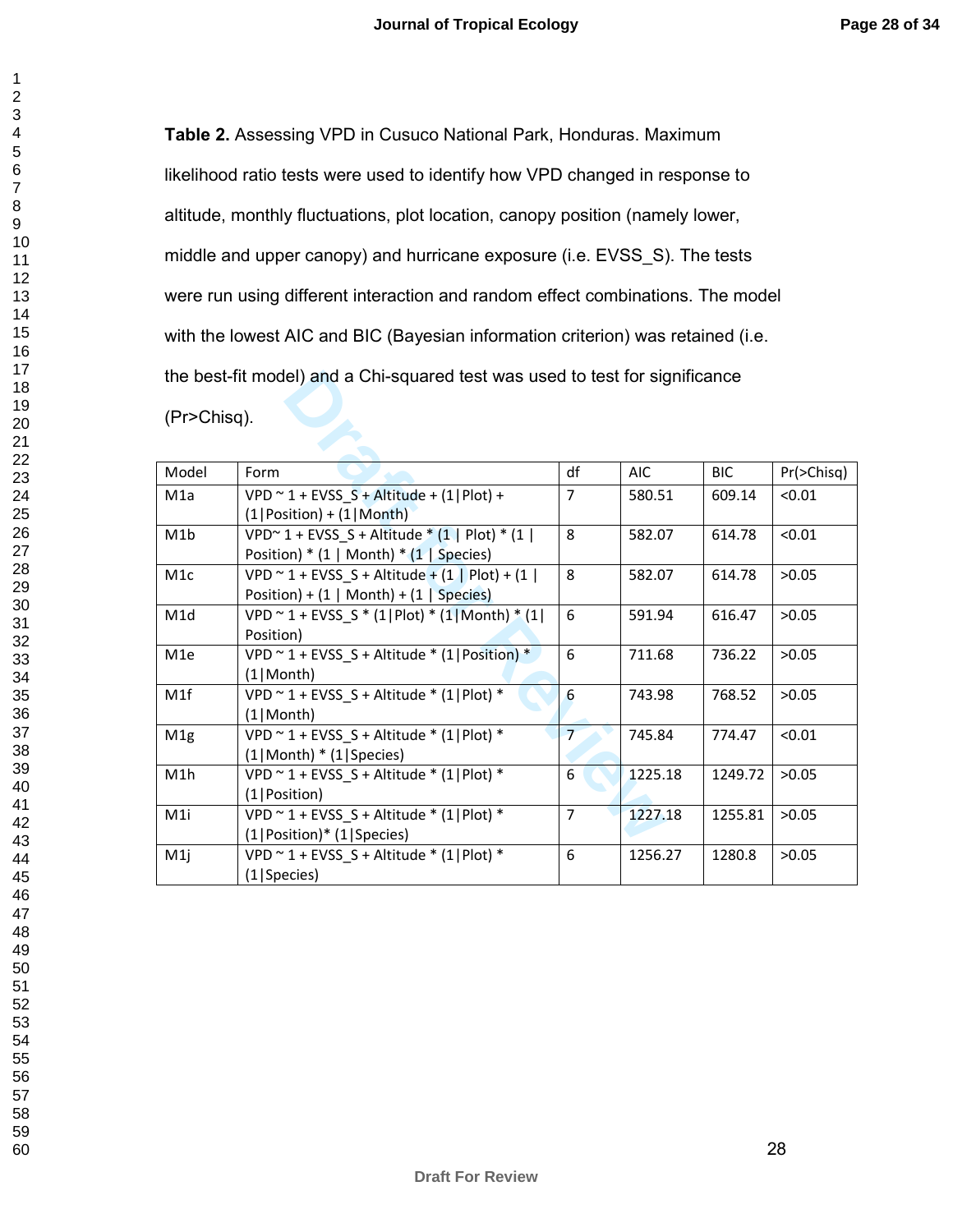**Table 2.** Assessing VPD in Cusuco National Park, Honduras. Maximum likelihood ratio tests were used to identify how VPD changed in response to altitude, monthly fluctuations, plot location, canopy position (namely lower, middle and upper canopy) and hurricane exposure (i.e. EVSS_S). The tests were run using different interaction and random effect combinations. The model with the lowest AIC and BIC (Bayesian information criterion) was retained (i.e. the best-fit model) and a Chi-squared test was used to test for significance (Pr>Chisq).

| Model | Form | df | AIC | BIC | Pr(>Chisq) |
|---|---|---|---|---|---|
| M1a | VPD ~ 1 + EVSS_S + Altitude + (1\|Plot) + (1\|Position) + (1\|Month) | 7 | 580.51 | 609.14 | <0.01 |
| M1b | VPD~ 1 + EVSS_S + Altitude * (1 \| Plot) * (1 \| Position) * (1 \| Month) * (1 \| Species) | 8 | 582.07 | 614.78 | <0.01 |
| M1c | VPD ~ 1 + EVSS_S + Altitude + (1 \| Plot) + (1 \| Position) + (1 \| Month) + (1 \| Species) | 8 | 582.07 | 614.78 | >0.05 |
| M1d | VPD ~ 1 + EVSS_S * (1\|Plot) * (1\|Month) * (1\| Position) | 6 | 591.94 | 616.47 | >0.05 |
| M1e | VPD ~ 1 + EVSS_S + Altitude * (1\|Position) * (1\|Month) | 6 | 711.68 | 736.22 | >0.05 |
| M1f | VPD ~ 1 + EVSS_S + Altitude * (1\|Plot) * (1\|Month) | 6 | 743.98 | 768.52 | >0.05 |
| M1g | VPD ~ 1 + EVSS_S + Altitude * (1\|Plot) * (1\|Month) * (1\|Species) | 7 | 745.84 | 774.47 | <0.01 |
| M1h | VPD ~ 1 + EVSS_S + Altitude * (1\|Plot) * (1\|Position) | 6 | 1225.18 | 1249.72 | >0.05 |
| M1i | VPD ~ 1 + EVSS_S + Altitude * (1\|Plot) * (1\|Position)* (1\|Species) | 7 | 1227.18 | 1255.81 | >0.05 |
| M1j | VPD ~ 1 + EVSS_S + Altitude * (1\|Plot) * (1\|Species) | 6 | 1256.27 | 1280.8 | >0.05 |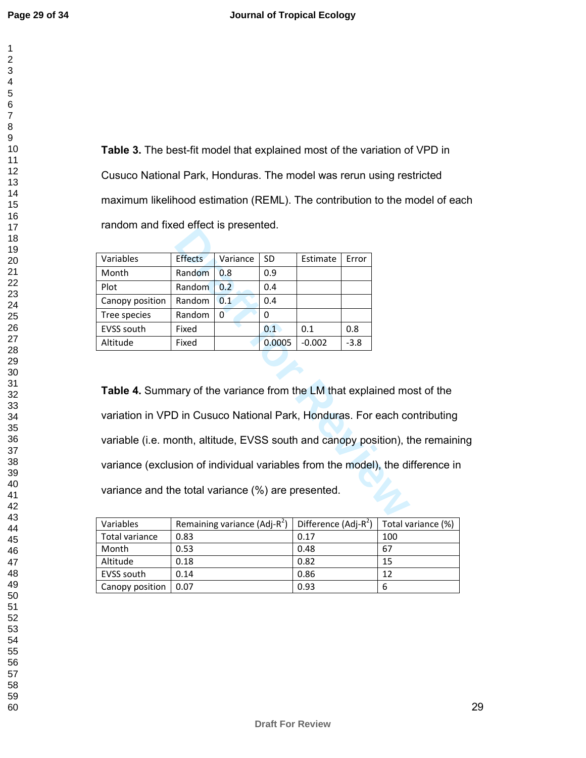**Table 3.** The best-fit model that explained most of the variation of VPD in Cusuco National Park, Honduras. The model was rerun using restricted maximum likelihood estimation (REML). The contribution to the model of each random and fixed effect is presented.

| Variables | Effects | Variance | SD | Estimate | Error |
|---|---|---|---|---|---|
| Month | Random | 0.8 | 0.9 | | |
| Plot | Random | 0.2 | 0.4 | | |
| Canopy position | Random | 0.1 | 0.4 | | |
| Tree species | Random | 0 | 0 | | |
| EVSS south | Fixed | | 0.1 | 0.1 | 0.8 |
| Altitude | Fixed | | 0.0005 | -0.002 | -3.8 |

**Table 4.** Summary of the variance from the LM that explained most of the variation in VPD in Cusuco National Park, Honduras. For each contributing variable (i.e. month, altitude, EVSS south and canopy position), the remaining variance (exclusion of individual variables from the model), the difference in variance and the total variance (%) are presented.

| Variables | Remaining variance (Adj-$R^2$) | Difference (Adj-$R^2$) | Total variance (%) |
|---|---|---|---|
| Total variance | 0.83 | 0.17 | 100 |
| Month | 0.53 | 0.48 | 67 |
| Altitude | 0.18 | 0.82 | 15 |
| EVSS south | 0.14 | 0.86 | 12 |
| Canopy position | 0.07 | 0.93 | 6 |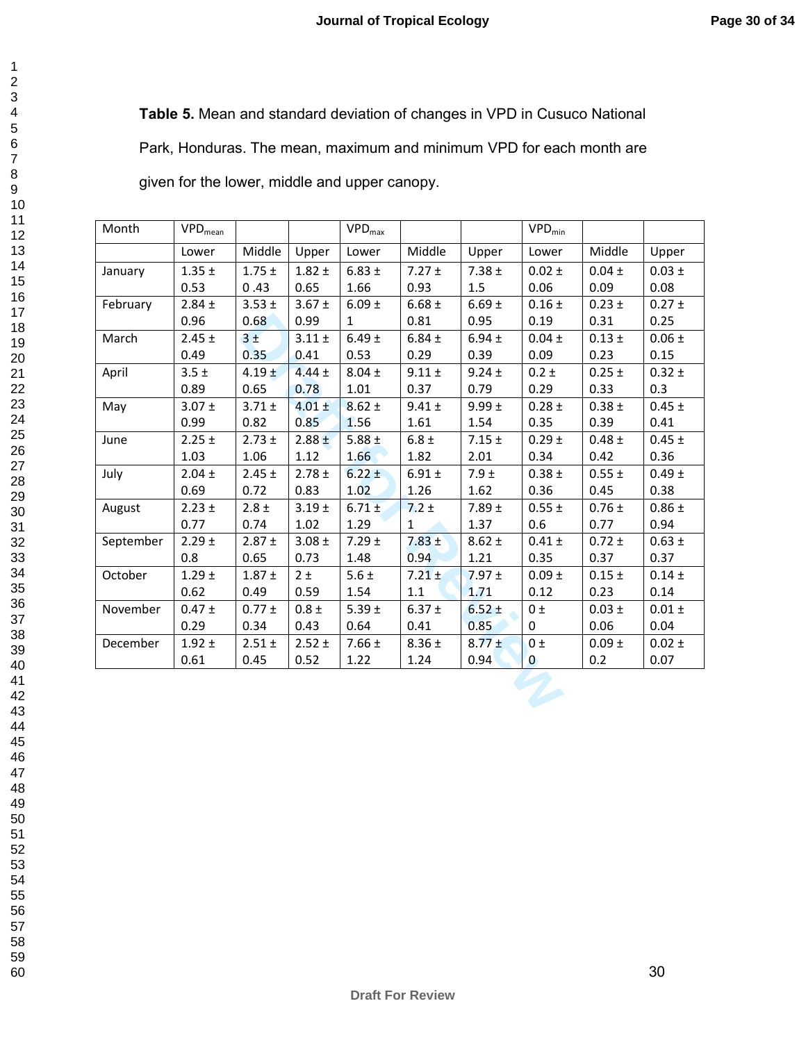**Table 5.** Mean and standard deviation of changes in VPD in Cusuco National Park, Honduras. The mean, maximum and minimum VPD for each month are given for the lower, middle and upper canopy.

| Month | $VPD_{mean}$ | | | $VPD_{max}$ | | | $VPD_{min}$ | | |
|---|---|---|---|---|---|---|---|---|---|
| | Lower | Middle | Upper | Lower | Middle | Upper | Lower | Middle | Upper |
| January | 1.35 ± 0.53 | 1.75 ± 0 .43 | 1.82 ± 0.65 | 6.83 ± 1.66 | 7.27 ± 0.93 | 7.38 ± 1.5 | 0.02 ± 0.06 | 0.04 ± 0.09 | 0.03 ± 0.08 |
| February | 2.84 ± 0.96 | 3.53 ± 0.68 | 3.67 ± 0.99 | 6.09 ± 1 | 6.68 ± 0.81 | 6.69 ± 0.95 | 0.16 ± 0.19 | 0.23 ± 0.31 | 0.27 ± 0.25 |
| March | 2.45 ± 0.49 | 3 ± 0.35 | 3.11 ± 0.41 | 6.49 ± 0.53 | 6.84 ± 0.29 | 6.94 ± 0.39 | 0.04 ± 0.09 | 0.13 ± 0.23 | 0.06 ± 0.15 |
| April | 3.5 ± 0.89 | 4.19 ± 0.65 | 4.44 ± 0.78 | 8.04 ± 1.01 | 9.11 ± 0.37 | 9.24 ± 0.79 | 0.2 ± 0.29 | 0.25 ± 0.33 | 0.32 ± 0.3 |
| May | 3.07 ± 0.99 | 3.71 ± 0.82 | 4.01 ± 0.85 | 8.62 ± 1.56 | 9.41 ± 1.61 | 9.99 ± 1.54 | 0.28 ± 0.35 | 0.38 ± 0.39 | 0.45 ± 0.41 |
| June | 2.25 ± 1.03 | 2.73 ± 1.06 | 2.88 ± 1.12 | 5.88 ± 1.66 | 6.8 ± 1.82 | 7.15 ± 2.01 | 0.29 ± 0.34 | 0.48 ± 0.42 | 0.45 ± 0.36 |
| July | 2.04 ± 0.69 | 2.45 ± 0.72 | 2.78 ± 0.83 | 6.22 ± 1.02 | 6.91 ± 1.26 | 7.9 ± 1.62 | 0.38 ± 0.36 | 0.55 ± 0.45 | 0.49 ± 0.38 |
| August | 2.23 ± 0.77 | 2.8 ± 0.74 | 3.19 ± 1.02 | 6.71 ± 1.29 | 7.2 ± 1 | 7.89 ± 1.37 | 0.55 ± 0.6 | 0.76 ± 0.77 | 0.86 ± 0.94 |
| September | 2.29 ± 0.8 | 2.87 ± 0.65 | 3.08 ± 0.73 | 7.29 ± 1.48 | 7.83 ± 0.94 | 8.62 ± 1.21 | 0.41 ± 0.35 | 0.72 ± 0.37 | 0.63 ± 0.37 |
| October | 1.29 ± 0.62 | 1.87 ± 0.49 | 2 ± 0.59 | 5.6 ± 1.54 | 7.21 ± 1.1 | 7.97 ± 1.71 | 0.09 ± 0.12 | 0.15 ± 0.23 | 0.14 ± 0.14 |
| November | 0.47 ± 0.29 | 0.77 ± 0.34 | 0.8 ± 0.43 | 5.39 ± 0.64 | 6.37 ± 0.41 | 6.52 ± 0.85 | 0 ± 0 | 0.03 ± 0.06 | 0.01 ± 0.04 |
| December | 1.92 ± 0.61 | 2.51 ± 0.45 | 2.52 ± 0.52 | 7.66 ± 1.22 | 8.36 ± 1.24 | 8.77 ± 0.94 | 0 ± 0 | 0.09 ± 0.2 | 0.02 ± 0.07 |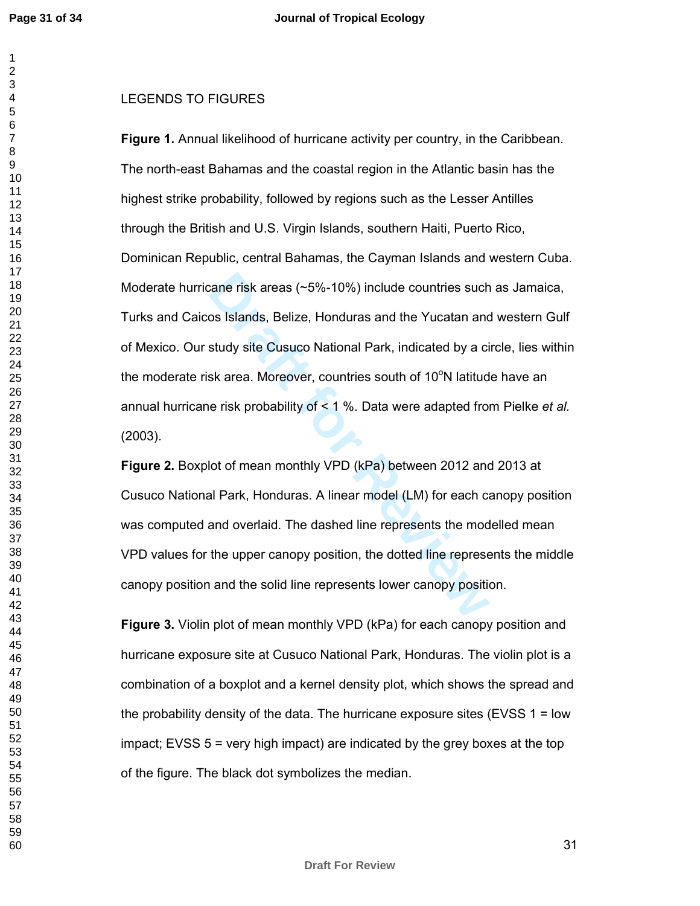LEGENDS TO FIGURES

**Figure 1.** Annual likelihood of hurricane activity per country, in the Caribbean. The north-east Bahamas and the coastal region in the Atlantic basin has the highest strike probability, followed by regions such as the Lesser Antilles through the British and U.S. Virgin Islands, southern Haiti, Puerto Rico, Dominican Republic, central Bahamas, the Cayman Islands and western Cuba. Moderate hurricane risk areas (~5%-10%) include countries such as Jamaica, Turks and Caicos Islands, Belize, Honduras and the Yucatan and western Gulf of Mexico. Our study site Cusuco National Park, indicated by a circle, lies within the moderate risk area. Moreover, countries south of 10$^{o}$N latitude have an annual hurricane risk probability of < 1 %. Data were adapted from Pielke *et al.* (2003).

**Figure 2.** Boxplot of mean monthly VPD (kPa) between 2012 and 2013 at Cusuco National Park, Honduras. A linear model (LM) for each canopy position was computed and overlaid. The dashed line represents the modelled mean VPD values for the upper canopy position, the dotted line represents the middle canopy position and the solid line represents lower canopy position.

**Figure 3.** Violin plot of mean monthly VPD (kPa) for each canopy position and hurricane exposure site at Cusuco National Park, Honduras. The violin plot is a combination of a boxplot and a kernel density plot, which shows the spread and the probability density of the data. The hurricane exposure sites (EVSS 1 = low impact; EVSS 5 = very high impact) are indicated by the grey boxes at the top of the figure. The black dot symbolizes the median.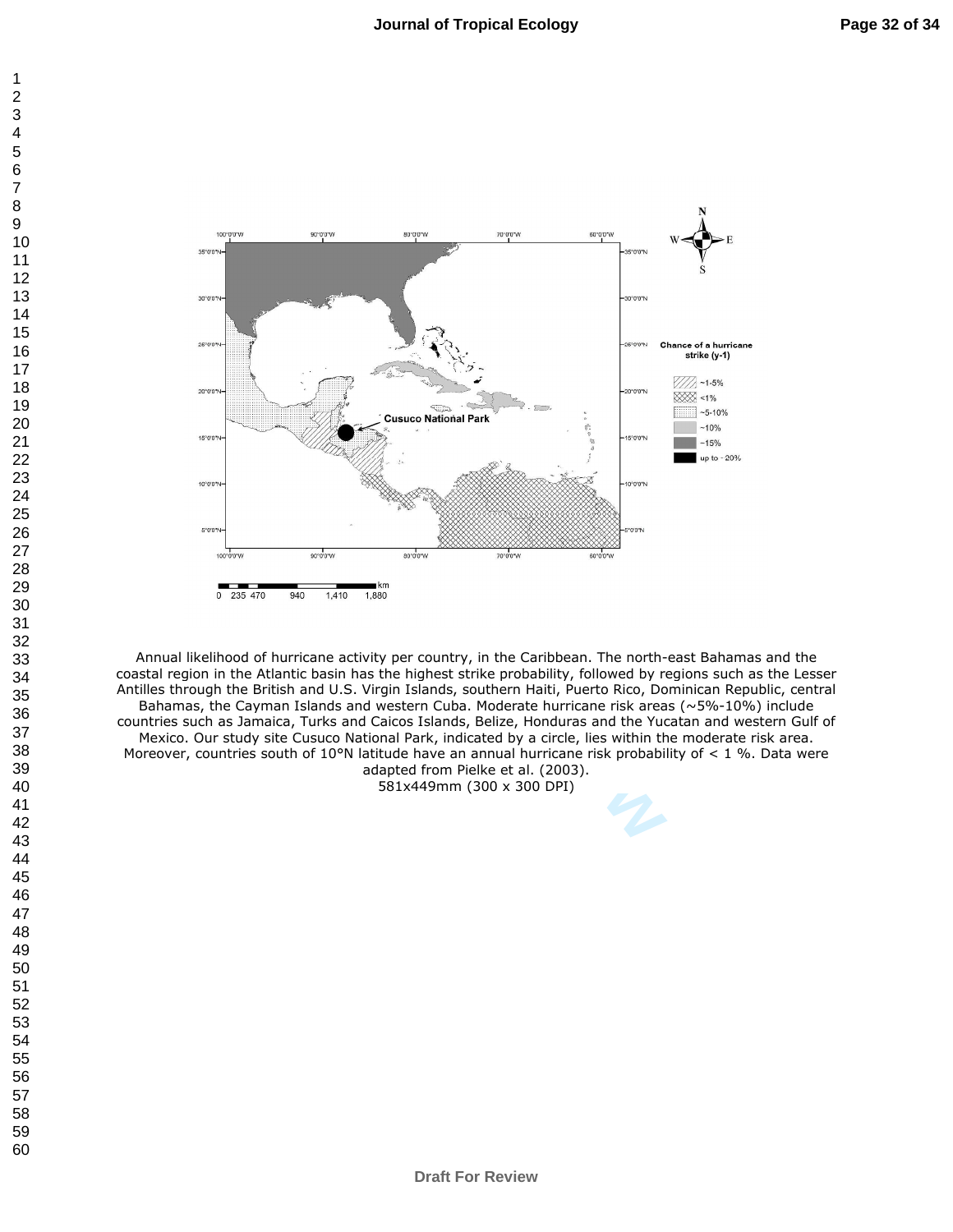100°0'0"W
90°0'0"W
80°0'0"W
70°0'0"W
60°0'0"W

35°0'0"N
30°0'0"N
25°0'0"N
20°0'0"N
15°0'0"N
10°0'0"N
5°0'0"N

N
W
E
S

Cusuco National Park

Chance of a hurricane strike (y-1)

~1-5%
<1%
~5-10%
~10%
~15%
up to ~20%

0 235 470 940 1,410 1,880 km

Annual likelihood of hurricane activity per country, in the Caribbean. The north-east Bahamas and the coastal region in the Atlantic basin has the highest strike probability, followed by regions such as the Lesser Antilles through the British and U.S. Virgin Islands, southern Haiti, Puerto Rico, Dominican Republic, central Bahamas, the Cayman Islands and western Cuba. Moderate hurricane risk areas (~5%-10%) include countries such as Jamaica, Turks and Caicos Islands, Belize, Honduras and the Yucatan and western Gulf of Mexico. Our study site Cusuco National Park, indicated by a circle, lies within the moderate risk area. Moreover, countries south of 10°N latitude have an annual hurricane risk probability of < 1 %. Data were adapted from Pielke et al. (2003).
581x449mm (300 x 300 DPI)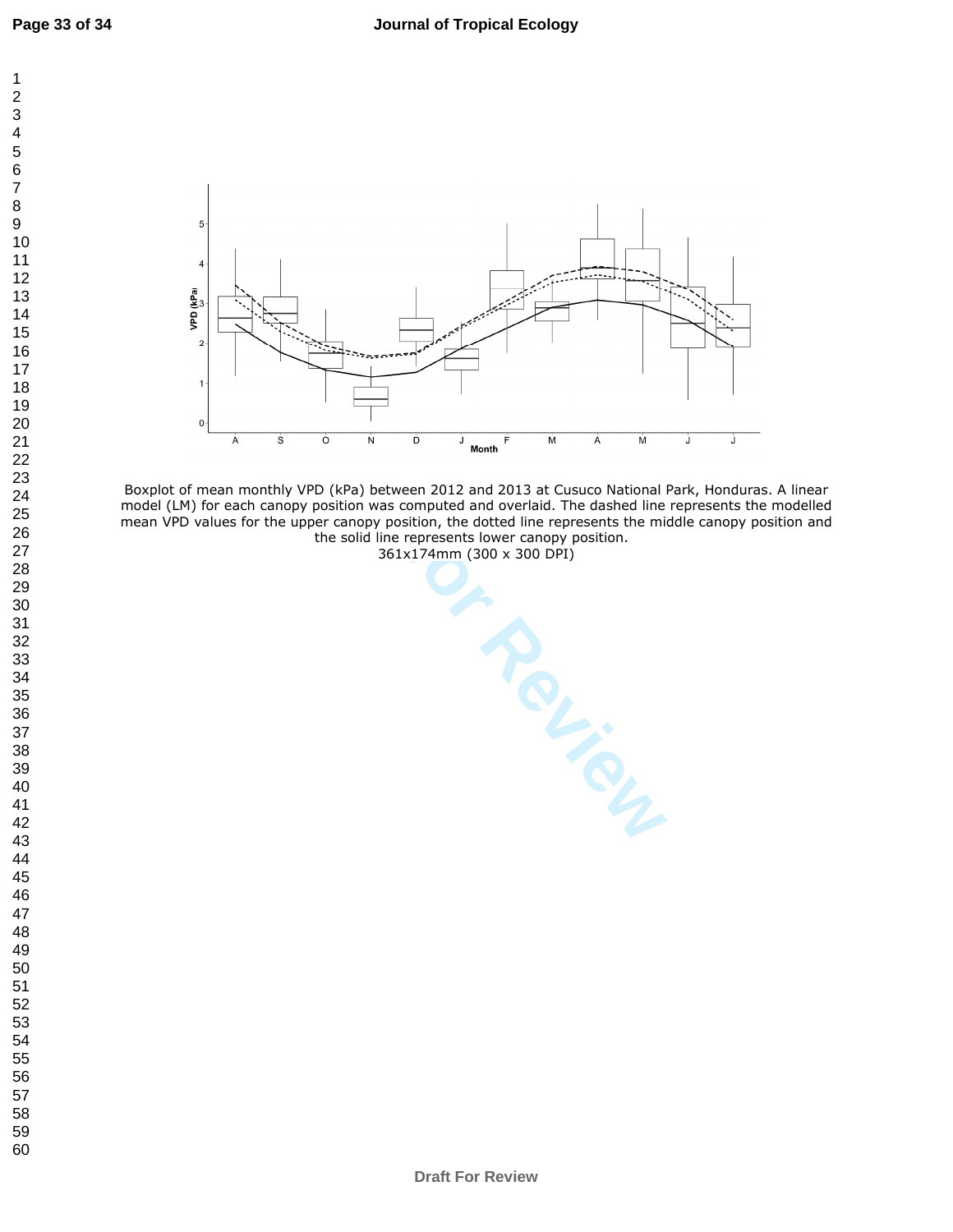VPD (kPa)

5
4
3
2
1
0

A S O N D J F M A M J J

Month

Boxplot of mean monthly VPD (kPa) between 2012 and 2013 at Cusuco National Park, Honduras. A linear model (LM) for each canopy position was computed and overlaid. The dashed line represents the modelled mean VPD values for the upper canopy position, the dotted line represents the middle canopy position and the solid line represents lower canopy position.

361x174mm (300 x 300 DPI)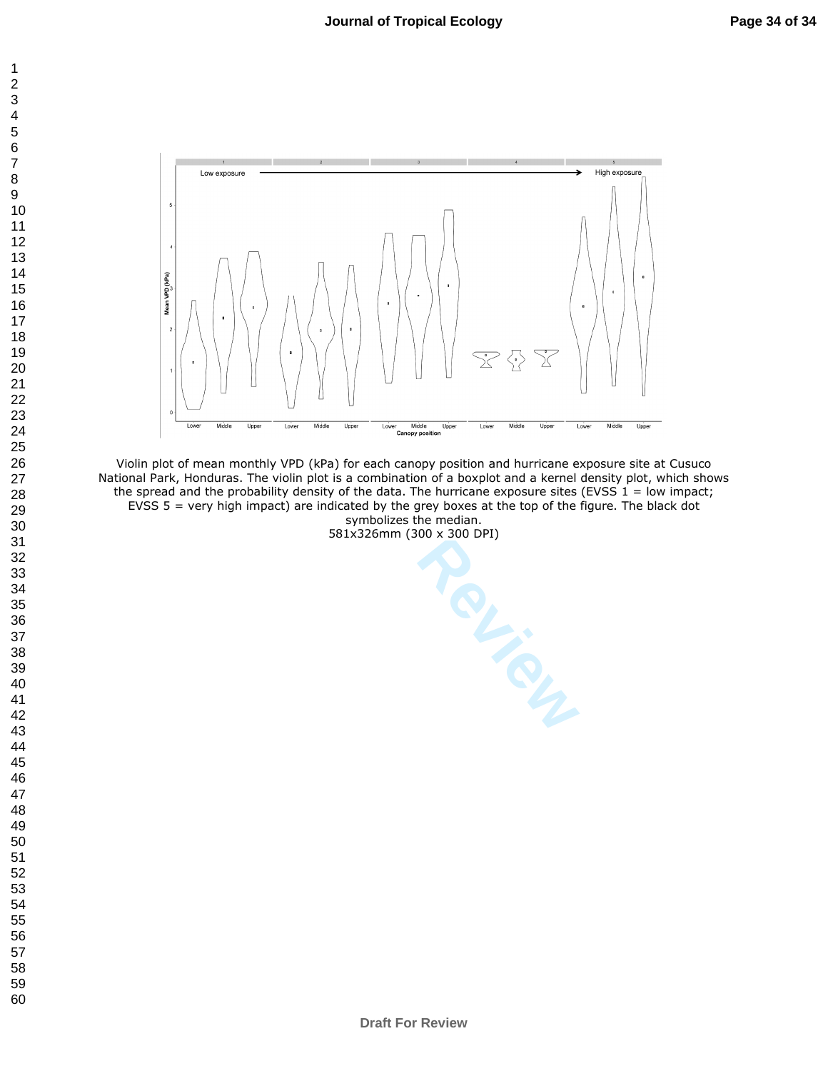1

2

3

4

5

Low exposure

High exposure

Mean VPD (kPa)

5

4

3

2

1

0

Lower Middle Upper Lower Middle Upper Lower Middle Upper Lower Middle Upper Lower Middle Upper

Canopy position

Violin plot of mean monthly VPD (kPa) for each canopy position and hurricane exposure site at Cusuco National Park, Honduras. The violin plot is a combination of a boxplot and a kernel density plot, which shows the spread and the probability density of the data. The hurricane exposure sites (EVSS 1 = low impact; EVSS 5 = very high impact) are indicated by the grey boxes at the top of the figure. The black dot symbolizes the median.

581x326mm (300 x 300 DPI)